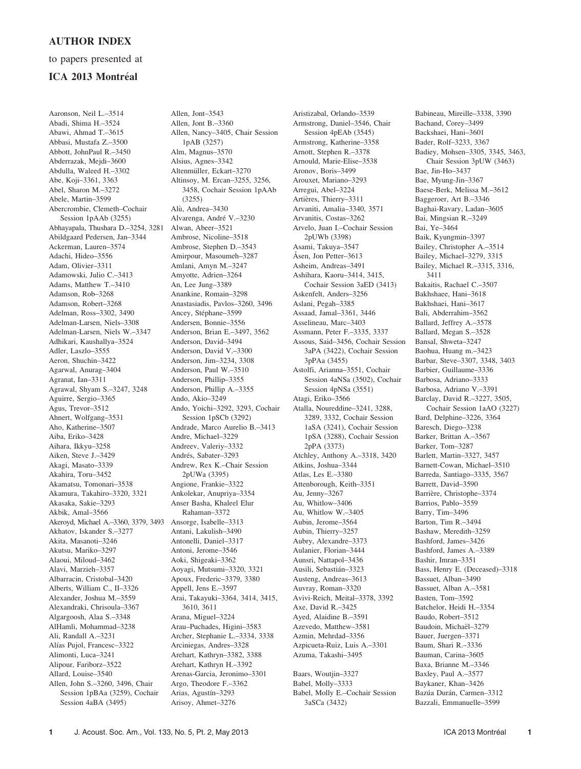## AUTHOR INDEX

to papers presented at

## ICA 2013 Montréal

Aaronson, Neil L.–3514
Abadi, Shima H.–3524
Abawi, Ahmad T.–3615
Abbasi, Mustafa Z.–3500
Abbott, JohnPaul R.–3450
Abderrazak, Mejdi–3600
Abdulla, Waleed H.–3302
Abe, Koji–3361, 3363
Abel, Sharon M.–3272
Abele, Martin–3599
Abercrombie, Clemeth–Cochair Session 1pAAb (3255)
Abhayapala, Thushara D.–3254, 3281
Abildgaard Pedersen, Jan–3344
Ackerman, Lauren–3574
Adachi, Hideo–3556
Adam, Olivier–3311
Adamowski, Julio C.–3413
Adams, Matthew T.–3410
Adamson, Rob–3268
Adamson, Robert–3268
Adelman, Ross–3302, 3490
Adelman-Larsen, Niels–3308
Adelman-Larsen, Niels W.–3347
Adhikari, Kaushallya–3524
Adler, Laszlo–3555
Aeron, Shuchin–3422
Agarwal, Anurag–3404
Agranat, Ian–3311
Agrawal, Shyam S.–3247, 3248
Aguirre, Sergio–3365
Agus, Trevor–3512
Ahnert, Wolfgang–3531
Aho, Katherine–3507
Aiba, Eriko–3428
Aihara, Ikkyu–3258
Aiken, Steve J.–3429
Akagi, Masato–3339
Akahira, Toru–3452
Akamatsu, Tomonari–3538
Akamura, Takahiro–3320, 3321
Akasaka, Sakie–3293
Akbik, Amal–3566
Akeroyd, Michael A.–3360, 3379, 3493
Akhatov, Iskander S.–3277
Akita, Masanoti–3246
Akutsu, Mariko–3297
Alaoui, Miloud–3462
Alavi, Marzieh–3357
Albarracin, Cristobal–3420
Alberts, William C., II–3326
Alexander, Joshua M.–3559
Alexandraki, Chrisoula–3367
Algargoosh, Alaa S.–3348
AlHamli, Mohammad–3238
Ali, Randall A.–3231
Alías Pujol, Francesc–3322
Alimonti, Luca–3241
Alipour, Fariborz–3522
Allard, Louise–3540
Allen, John S.–3260, 3496, Chair Session 1pBAa (3259), Cochair Session 4aBA (3495)
Allen, Jont–3543
Allen, Jont B.–3360
Allen, Nancy–3405, Chair Session 1pAB (3257)
Alm, Magnus–3570
Alsius, Agnes–3342
Altenmüller, Eckart–3270
Altinsoy, M. Ercan–3255, 3256, 3458, Cochair Session 1pAAb (3255)
Alù, Andrea–3430
Alvarenga, André V.–3230
Alwan, Abeer–3521
Ambrose, Nicoline–3518
Ambrose, Stephen D.–3543
Amirpour, Masoumeh–3287
Amlani, Amyn M.–3247
Amyotte, Adrien–3264
An, Lee Jung–3389
Anankine, Romain–3298
Anastasiadis, Pavlos–3260, 3496
Ancey, Stéphane–3599
Andersen, Bonnie–3556
Anderson, Brian E.–3497, 3562
Anderson, David–3494
Anderson, David V.–3300
Anderson, Jim–3234, 3308
Anderson, Paul W.–3510
Anderson, Phillip–3355
Anderson, Phillip A.–3355
Ando, Akio–3249
Ando, Yoichi–3292, 3293, Cochair Session 1pSCb (3292)
Andrade, Marco Aurelio B.–3413
Andre, Michael–3229
Andreev, Valeriy–3332
Andrés, Sabater–3293
Andrew, Rex K.–Chair Session 2pUWa (3395)
Angione, Frankie–3322
Ankolekar, Anupriya–3354
Anser Basha, Khaleel Elur Rahaman–3372
Ansorge, Isabelle–3313
Antani, Lakulish–3490
Antonelli, Daniel–3317
Antoni, Jerome–3546
Aoki, Shigeaki–3362
Aoyagi, Mutsumi–3320, 3321
Apoux, Frederic–3379, 3380
Appell, Jens E.–3597
Arai, Takayuki–3364, 3414, 3415, 3610, 3611
Arana, Miguel–3224
Arau–Puchades, Higini–3583
Archer, Stephanie L.–3334, 3338
Arciniegas, Andres–3328
Arehart, Kathryn–3382, 3388
Arehart, Kathryn H.–3392
Arenas-Garcia, Jeronimo–3301
Argo, Theodore F.–3362
Arias, Agustín–3293
Arisoy, Ahmet–3276
Aristizabal, Orlando–3539
Armstrong, Daniel–3546, Chair Session 4pEAb (3545)
Armstrong, Katherine–3358
Arnott, Stephen R.–3378
Arnould, Marie-Elise–3538
Aronov, Boris–3499
Arouxet, Mariano–3293
Arregui, Abel–3224
Artières, Thierry–3311
Arvaniti, Amalia–3340, 3571
Arvanitis, Costas–3262
Arvelo, Juan I.–Cochair Session 2pUWb (3398)
Asami, Takuya–3547
Åsen, Jon Petter–3613
Asheim, Andreas–3491
Ashihara, Kaoru–3414, 3415, Cochair Session 3aED (3413)
Askenfelt, Anders–3256
Aslani, Pegah–3385
Assaad, Jamal–3361, 3446
Asselineau, Marc–3403
Assmann, Peter F.–3335, 3337
Assous, Said–3456, Cochair Session 3aPA (3422), Cochair Session 3pPAa (3455)
Astolfi, Arianna–3551, Cochair Session 4aNSa (3502), Cochair Session 4pNSa (3551)
Atagi, Eriko–3566
Atalla, Noureddine–3241, 3288, 3289, 3332, Cochair Session 1aSA (3241), Cochair Session 1pSA (3288), Cochair Session 2pPA (3373)
Atchley, Anthony A.–3318, 3420
Atkins, Joshua–3344
Atlas, Les E.–3380
Attenborough, Keith–3351
Au, Jenny–3267
Au, Whitlow–3406
Au, Whitlow W.–3405
Aubin, Jerome–3564
Aubin, Thierry–3257
Aubry, Alexandre–3373
Aulanier, Florian–3444
Aunsri, Nattapol–3436
Ausili, Sebastián–3323
Austeng, Andreas–3613
Auvray, Roman–3320
Avivi-Reich, Meital–3378, 3392
Axe, David R.–3425
Ayed, Alaidine B.–3591
Azevedo, Matthew–3581
Azmin, Mehrdad–3356
Azpicueta-Ruiz, Luis A.–3301
Azuma, Takashi–3495

Baars, Woutjin–3327
Babel, Molly–3333
Babel, Molly E.–Cochair Session 3aSCa (3432)
Babineau, Mireille–3338, 3390
Bachand, Corey–3499
Backshaei, Hani–3601
Bader, Rolf–3233, 3367
Badiey, Mohsen–3305, 3345, 3463, Chair Session 3pUW (3463)
Bae, Jin-Ho–3437
Bae, Myung-Jin–3367
Baese-Berk, Melissa M.–3612
Baggeroer, Art B.–3346
Baghai-Ravary, Ladan–3605
Bai, Mingsian R.–3249
Bai, Ye–3464
Baik, Kyungmin–3397
Bailey, Christopher A.–3514
Bailey, Michael–3279, 3315
Bailey, Michael R.–3315, 3316, 3411
Bakaitis, Rachael C.–3507
Bakhshaee, Hani–3618
Bakhshaei, Hani–3617
Bali, Abderrahim–3562
Ballard, Jeffrey A.–3578
Ballard, Megan S.–3528
Bansal, Shweta–3247
Baohua, Huang m.–3423
Barbar, Steve–3307, 3348, 3403
Barbier, Guillaume–3336
Barbosa, Adriano–3333
Barbosa, Adriano V.–3391
Barclay, David R.–3227, 3505, Cochair Session 1aAO (3227)
Bard, Delphine–3226, 3364
Baresch, Diego–3238
Barker, Brittan A.–3567
Barker, Tom–3287
Barlett, Martin–3327, 3457
Barnett-Cowan, Michael–3510
Barreda, Santiago–3335, 3567
Barrett, David–3590
Barrière, Christophe–3374
Barrios, Pablo–3559
Barry, Tim–3496
Barton, Tim R.–3494
Bashaw, Meredith–3259
Bashford, James–3426
Bashford, James A.–3389
Bashir, Imran–3351
Bass, Henry E. (Deceased)–3318
Bassuet, Alban–3490
Bassuet, Alban A.–3581
Basten, Tom–3592
Batchelor, Heidi H.–3354
Baudo, Robert–3512
Baudoin, Michaël–3279
Bauer, Juergen–3371
Baum, Shari R.–3336
Bauman, Carina–3605
Baxa, Brianne M.–3346
Baxley, Paul A.–3577
Baykaner, Khan–3426
Bazúa Durán, Carmen–3312
Bazzali, Emmanuelle–3599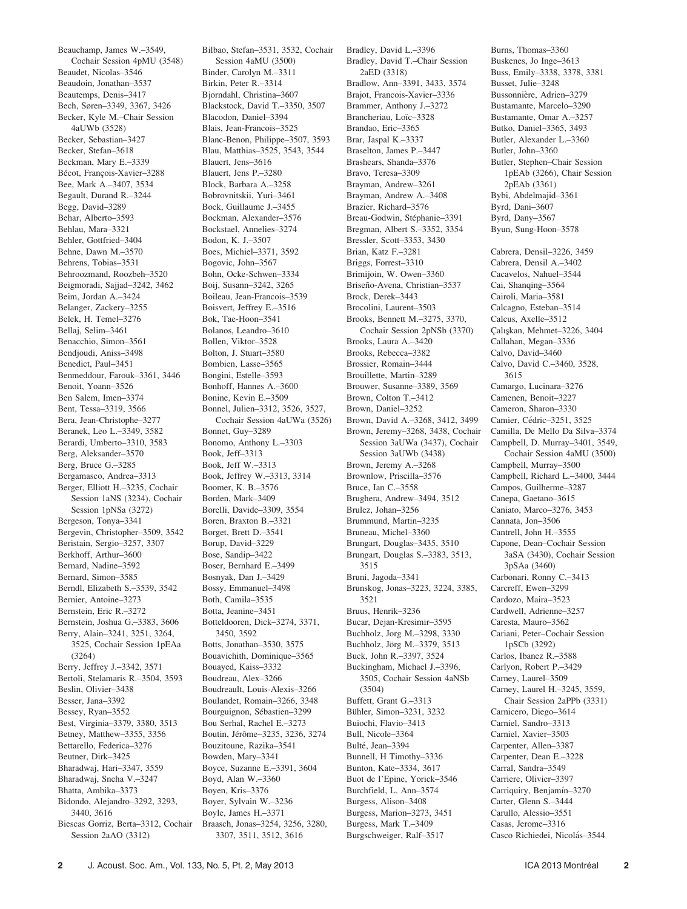Beauchamp, James W.–3549, Cochair Session 4pMU (3548)
Beaudet, Nicolas–3546
Beaudoin, Jonathan–3537
Beautemps, Denis–3417
Bech, Søren–3349, 3367, 3426
Becker, Kyle M.–Chair Session 4aUWb (3528)
Becker, Sebastian–3427
Becker, Stefan–3618
Beckman, Mary E.–3339
Bécot, François-Xavier–3288
Bee, Mark A.–3407, 3534
Begault, Durand R.–3244
Begg, David–3289
Behar, Alberto–3593
Behlau, Mara–3321
Behler, Gottfried–3404
Behne, Dawn M.–3570
Behrens, Tobias–3531
Behroozmand, Roozbeh–3520
Beigmoradi, Sajjad–3242, 3462
Beim, Jordan A.–3424
Belanger, Zackery–3255
Belek, H. Temel–3276
Bellaj, Selim–3461
Benacchio, Simon–3561
Bendjoudi, Aniss–3498
Benedict, Paul–3451
Benmeddour, Farouk–3361, 3446
Benoit, Yoann–3526
Ben Salem, Imen–3374
Bent, Tessa–3319, 3566
Bera, Jean-Christophe–3277
Beranek, Leo L.–3349, 3582
Berardi, Umberto–3310, 3583
Berg, Aleksander–3570
Berg, Bruce G.–3285
Bergamasco, Andrea–3313
Berger, Elliott H.–3235, Cochair Session 1aNS (3234), Cochair Session 1pNSa (3272)
Bergeson, Tonya–3341
Bergevin, Christopher–3509, 3542
Beristain, Sergio–3257, 3307
Berkhoff, Arthur–3600
Bernard, Nadine–3592
Bernard, Simon–3585
Berndl, Elizabeth S.–3539, 3542
Bernier, Antoine–3273
Bernstein, Eric R.–3272
Bernstein, Joshua G.–3383, 3606
Berry, Alain–3241, 3251, 3264, 3525, Cochair Session 1pEAa (3264)
Berry, Jeffrey J.–3342, 3571
Bertoli, Stelamaris R.–3504, 3593
Beslin, Olivier–3438
Besser, Jana–3392
Bessey, Ryan–3552
Best, Virginia–3379, 3380, 3513
Betney, Matthew–3355, 3356
Bettarello, Federica–3276
Beutner, Dirk–3425
Bharadwaj, Hari–3347, 3559
Bharadwaj, Sneha V.–3247
Bhatta, Ambika–3373
Bidondo, Alejandro–3292, 3293, 3440, 3616
Biescas Gorriz, Berta–3312, Cochair Session 2aAO (3312)
Bilbao, Stefan–3531, 3532, Cochair Session 4aMU (3500)
Binder, Carolyn M.–3311
Birkin, Peter R.–3314
Bjorndahl, Christina–3607
Blackstock, David T.–3350, 3507
Blacodon, Daniel–3394
Blais, Jean-Francois–3525
Blanc-Benon, Philippe–3507, 3593
Blau, Matthias–3525, 3543, 3544
Blauert, Jens–3616
Blauert, Jens P.–3280
Block, Barbara A.–3258
Bobrovnitskii, Yuri–3461
Bock, Guillaume J.–3455
Bockman, Alexander–3576
Bockstael, Annelies–3274
Bodon, K. J.–3507
Boes, Michiel–3371, 3592
Bogovic, John–3567
Bohn, Ocke-Schwen–3334
Boij, Susann–3242, 3265
Boileau, Jean-Francois–3539
Boisvert, Jeffrey E.–3516
Bok, Tae-Hoon–3541
Bolanos, Leandro–3610
Bollen, Viktor–3528
Bolton, J. Stuart–3580
Bombien, Lasse–3565
Bongini, Estelle–3593
Bonhoff, Hannes A.–3600
Bonine, Kevin E.–3509
Bonnel, Julien–3312, 3526, 3527, Cochair Session 4aUWa (3526)
Bonnet, Guy–3289
Bonomo, Anthony L.–3303
Book, Jeff–3313
Book, Jeff W.–3313
Book, Jeffrey W.–3313, 3314
Boomer, K. B.–3576
Borden, Mark–3409
Borelli, Davide–3309, 3554
Boren, Braxton B.–3321
Borget, Brett D.–3541
Borup, David–3229
Bose, Sandip–3422
Boser, Bernhard E.–3499
Bosnyak, Dan J.–3429
Bossy, Emmanuel–3498
Both, Camila–3535
Botta, Jeanine–3451
Botteldooren, Dick–3274, 3371, 3450, 3592
Botts, Jonathan–3530, 3575
Bouavichith, Dominique–3565
Bouayed, Kaiss–3332
Boudreau, Alex–3266
Boudreault, Louis-Alexis–3266
Boulandet, Romain–3266, 3348
Bourguignon, Sébastien–3299
Bou Serhal, Rachel E.–3273
Boutin, Jérôme–3235, 3236, 3274
Bouzitoune, Razika–3541
Bowden, Mary–3341
Boyce, Suzanne E.–3391, 3604
Boyd, Alan W.–3360
Boyen, Kris–3376
Boyer, Sylvain W.–3236
Boyle, James H.–3371
Braasch, Jonas–3254, 3256, 3280, 3307, 3511, 3512, 3616
Bradley, David L.–3396
Bradley, David T.–Chair Session 2aED (3318)
Bradlow, Ann–3391, 3433, 3574
Brajot, Francois-Xavier–3336
Brammer, Anthony J.–3272
Brancheriau, Loïc–3328
Brandao, Eric–3365
Brar, Jaspal K.–3337
Braselton, James P.–3447
Brashears, Shanda–3376
Bravo, Teresa–3309
Brayman, Andrew–3261
Brayman, Andrew A.–3408
Brazier, Richard–3576
Breau-Godwin, Stéphanie–3391
Bregman, Albert S.–3352, 3354
Bressler, Scott–3353, 3430
Brian, Katz F.–3281
Briggs, Forrest–3310
Brimijoin, W. Owen–3360
Briseño-Avena, Christian–3537
Brock, Derek–3443
Brocolini, Laurent–3503
Brooks, Bennett M.–3275, 3370, Cochair Session 2pNSb (3370)
Brooks, Laura A.–3420
Brooks, Rebecca–3382
Brossier, Romain–3444
Brouillette, Martin–3289
Brouwer, Susanne–3389, 3569
Brown, Colton T.–3412
Brown, Daniel–3252
Brown, David A.–3268, 3412, 3499
Brown, Jeremy–3268, 3438, Cochair Session 3aUWa (3437), Cochair Session 3aUWb (3438)
Brown, Jeremy A.–3268
Brownlow, Priscilla–3576
Bruce, Ian C.–3558
Brughera, Andrew–3494, 3512
Brulez, Johan–3256
Brummund, Martin–3235
Bruneau, Michel–3360
Brungart, Douglas–3435, 3510
Brungart, Douglas S.–3383, 3513, 3515
Bruni, Jagoda–3341
Brunskog, Jonas–3223, 3224, 3385, 3521
Bruus, Henrik–3236
Bucar, Dejan-Kresimir–3595
Buchholz, Jorg M.–3298, 3330
Buchholz, Jörg M.–3379, 3513
Buck, John R.–3397, 3524
Buckingham, Michael J.–3396, 3505, Cochair Session 4aNSb (3504)
Buffett, Grant G.–3313
Bühler, Simon–3231, 3232
Buiochi, Flavio–3413
Bull, Nicole–3364
Bulté, Jean–3394
Bunnell, H Timothy–3336
Bunton, Kate–3334, 3617
Buot de l'Epine, Yorick–3546
Burchfield, L. Ann–3574
Burgess, Alison–3408
Burgess, Marion–3273, 3451
Burgess, Mark T.–3409
Burgschweiger, Ralf–3517
Burns, Thomas–3360
Buskenes, Jo Inge–3613
Buss, Emily–3338, 3378, 3381
Busset, Julie–3248
Bussonnière, Adrien–3279
Bustamante, Marcelo–3290
Bustamante, Omar A.–3257
Butko, Daniel–3365, 3493
Butler, Alexander L.–3360
Butler, John–3360
Butler, Stephen–Chair Session 1pEAb (3266), Chair Session 2pEAb (3361)
Bybi, Abdelmajid–3361
Byrd, Dani–3607
Byrd, Dany–3567
Byun, Sung-Hoon–3578

Cabrera, Densil–3226, 3459
Cabrera, Densil A.–3402
Cacavelos, Nahuel–3544
Cai, Shanqing–3564
Cairoli, Maria–3581
Calcagno, Esteban–3514
Calcus, Axelle–3512
Çalışkan, Mehmet–3226, 3404
Callahan, Megan–3336
Calvo, David–3460
Calvo, David C.–3460, 3528, 3615
Camargo, Lucinara–3276
Camenen, Benoit–3227
Cameron, Sharon–3330
Camier, Cédric–3251, 3525
Camilla, De Mello Da Silva–3374
Campbell, D. Murray–3401, 3549, Cochair Session 4aMU (3500)
Campbell, Murray–3500
Campbell, Richard L.–3400, 3444
Campos, Guilherme–3287
Canepa, Gaetano–3615
Caniato, Marco–3276, 3453
Cannata, Jon–3506
Cantrell, John H.–3555
Capone, Dean–Cochair Session 3aSA (3430), Cochair Session 3pSAa (3460)
Carbonari, Ronny C.–3413
Carcreff, Ewen–3299
Cardozo, Maira–3523
Cardwell, Adrienne–3257
Caresta, Mauro–3562
Cariani, Peter–Cochair Session 1pSCb (3292)
Carlos, Ibanez R.–3588
Carlyon, Robert P.–3429
Carney, Laurel–3509
Carney, Laurel H.–3245, 3559, Chair Session 2aPPb (3331)
Carnicero, Diego–3614
Carniel, Sandro–3313
Carniel, Xavier–3503
Carpenter, Allen–3387
Carpenter, Dean E.–3228
Carral, Sandra–3549
Carriere, Olivier–3397
Carriquiry, Benjamín–3270
Carter, Glenn S.–3444
Carullo, Alessio–3551
Casas, Jerome–3316
Casco Richiedei, Nicolás–3544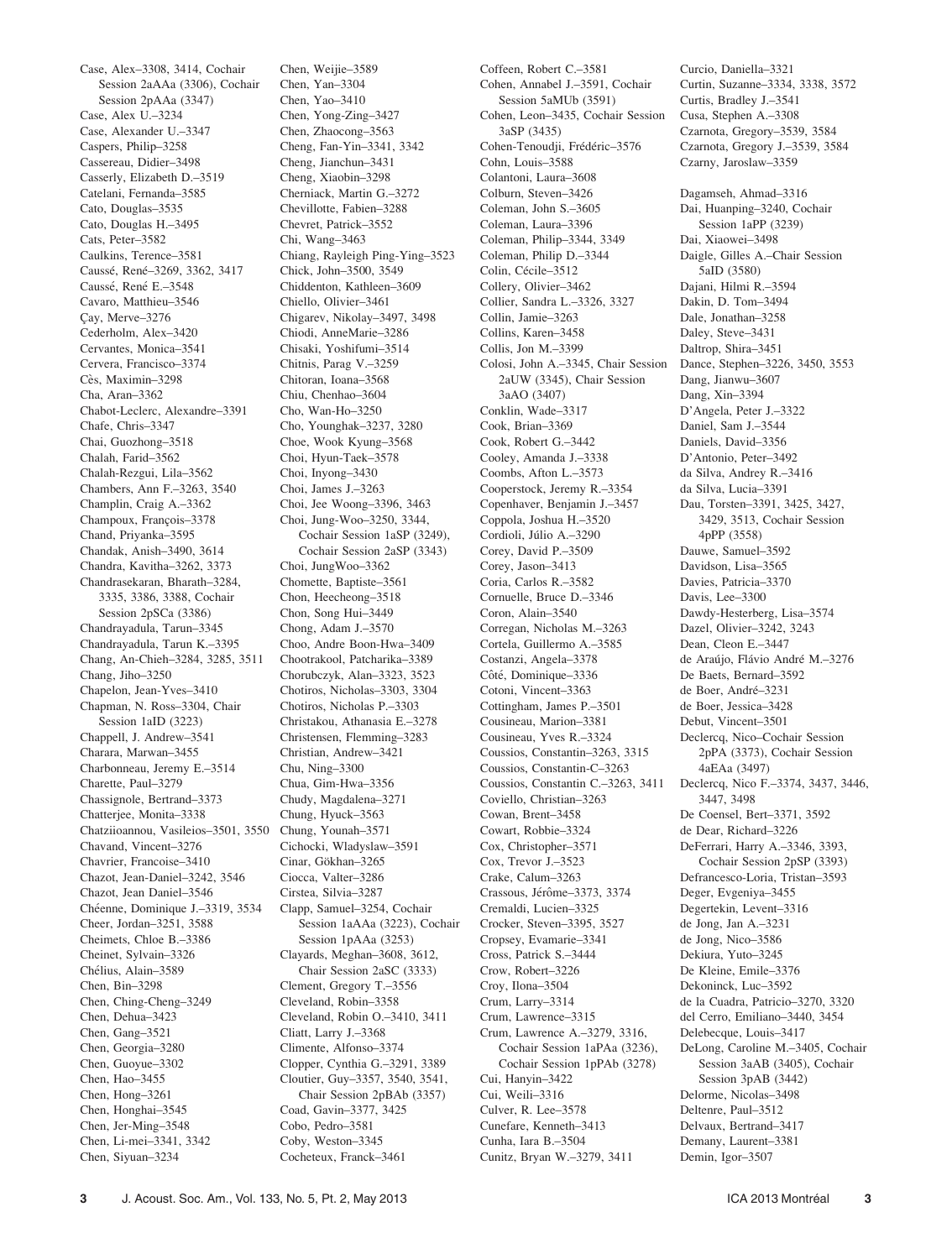Case, Alex–3308, 3414, Cochair Session 2aAAa (3306), Cochair Session 2pAAa (3347)
Case, Alex U.–3234
Case, Alexander U.–3347
Caspers, Philip–3258
Cassereau, Didier–3498
Casserly, Elizabeth D.–3519
Catelani, Fernanda–3585
Cato, Douglas–3535
Cato, Douglas H.–3495
Cats, Peter–3582
Caulkins, Terence–3581
Caussé, René–3269, 3362, 3417
Caussé, René E.–3548
Cavaro, Matthieu–3546
Çay, Merve–3276
Cederholm, Alex–3420
Cervantes, Monica–3541
Cervera, Francisco–3374
Cès, Maximin–3298
Cha, Aran–3362
Chabot-Leclerc, Alexandre–3391
Chafe, Chris–3347
Chai, Guozhong–3518
Chalah, Farid–3562
Chalah-Rezgui, Lila–3562
Chambers, Ann F.–3263, 3540
Champlin, Craig A.–3362
Champoux, François–3378
Chand, Priyanka–3595
Chandak, Anish–3490, 3614
Chandra, Kavitha–3262, 3373
Chandrasekaran, Bharath–3284, 3335, 3386, 3388, Cochair Session 2pSCa (3386)
Chandrayadula, Tarun–3345
Chandrayadula, Tarun K.–3345
Chang, An-Chieh–3284, 3285, 3511
Chang, Jiho–3250
Chapelon, Jean-Yves–3410
Chapman, N. Ross–3304, Chair Session 1aID (3223)
Chappell, J. Andrew–3541
Charara, Marwan–3455
Charbonneau, Jeremy E.–3514
Charette, Paul–3279
Chassignole, Bertrand–3373
Chatterjee, Monita–3338
Chatziioannou, Vasileios–3501, 3550
Chavand, Vincent–3276
Chavrier, Francoise–3410
Chazot, Jean-Daniel–3242, 3546
Chazot, Jean Daniel–3546
Chéenne, Dominique J.–3319, 3534
Cheer, Jordan–3251, 3588
Cheimets, Chloe B.–3386
Cheinet, Sylvain–3326
Chélius, Alain–3589
Chen, Bin–3298
Chen, Ching-Cheng–3249
Chen, Dehua–3423
Chen, Gang–3521
Chen, Georgia–3280
Chen, Guoyue–3302
Chen, Hao–3455
Chen, Hong–3261
Chen, Honghai–3545
Chen, Jer-Ming–3548
Chen, Li-mei–3341, 3342
Chen, Siyuan–3234
Chen, Weijie–3589
Chen, Yan–3304
Chen, Yao–3410
Chen, Yong-Zing–3427
Chen, Zhaocong–3563
Cheng, Fan-Yin–3341, 3342
Cheng, Jianchun–3431
Cheng, Xiaobin–3298
Cherniack, Martin G.–3272
Chevillotte, Fabien–3288
Chevret, Patrick–3552
Chi, Wang–3463
Chiang, Rayleigh Ping-Ying–3523
Chick, John–3500, 3549
Chiddenton, Kathleen–3609
Chiello, Olivier–3461
Chigarev, Nikolay–3497, 3498
Chiodi, AnneMarie–3286
Chisaki, Yoshifumi–3514
Chitnis, Parag V.–3259
Chitoran, Ioana–3568
Chiu, Chenhao–3604
Cho, Wan-Ho–3250
Cho, Younghak–3237, 3280
Choe, Wook Kyung–3568
Choi, Hyun-Taek–3578
Choi, Inyong–3430
Choi, James J.–3263
Choi, Jee Woong–3396, 3463
Choi, Jung-Woo–3250, 3344, Cochair Session 1aSP (3249), Cochair Session 2aSP (3343)
Choi, JungWoo–3362
Chomette, Baptiste–3561
Chon, Heecheong–3518
Chon, Song Hui–3449
Chong, Adam J.–3570
Choo, Andre Boon-Hwa–3409
Chootrakool, Patcharika–3389
Chorubczyk, Alan–3323, 3523
Chotiros, Nicholas–3303, 3304
Chotiros, Nicholas P.–3303
Christakou, Athanasia E.–3278
Christensen, Flemming–3283
Christian, Andrew–3421
Chu, Ning–3300
Chua, Gim-Hwa–3356
Chudy, Magdalena–3271
Chung, Hyuck–3563
Chung, Younah–3571
Cichocki, Wladyslaw–3591
Cinar, Gökhan–3265
Ciocca, Valter–3286
Cirstea, Silvia–3287
Clapp, Samuel–3254, Cochair Session 1aAAa (3223), Cochair Session 1pAAa (3253)
Clayards, Meghan–3608, 3612, Chair Session 2aSC (3333)
Clement, Gregory T.–3556
Cleveland, Robin–3358
Cleveland, Robin O.–3410, 3411
Cliatt, Larry J.–3368
Climente, Alfonso–3374
Clopper, Cynthia G.–3291, 3389
Cloutier, Guy–3357, 3540, 3541, Chair Session 2pBAb (3357)
Coad, Gavin–3377, 3425
Cobo, Pedro–3581
Coby, Weston–3345
Cocheteux, Franck–3461
Coffeen, Robert C.–3581
Cohen, Annabel J.–3591, Cochair Session 5aMUb (3591)
Cohen, Leon–3435, Cochair Session 3aSP (3435)
Cohen-Tenoudji, Frédéric–3576
Cohn, Louis–3588
Colantoni, Laura–3608
Colburn, Steven–3426
Coleman, John S.–3605
Coleman, Laura–3396
Coleman, Philip–3344, 3349
Coleman, Philip D.–3344
Colin, Cécile–3512
Collery, Olivier–3462
Collier, Sandra L.–3326, 3327
Collin, Jamie–3263
Collins, Karen–3458
Collis, Jon M.–3399
Colosi, John A.–3345, Chair Session 2aUW (3345), Chair Session 3aAO (3407)
Conklin, Wade–3317
Cook, Brian–3369
Cook, Robert G.–3442
Cooley, Amanda J.–3338
Coombs, Afton L.–3573
Cooperstock, Jeremy R.–3354
Copenhaver, Benjamin J.–3457
Coppola, Joshua H.–3520
Cordioli, Júlio A.–3290
Corey, David P.–3509
Corey, Jason–3413
Coria, Carlos R.–3582
Cornuelle, Bruce D.–3346
Coron, Alain–3540
Corregan, Nicholas M.–3263
Cortela, Guillermo A.–3585
Costanzi, Angela–3378
Côté, Dominique–3336
Cotoni, Vincent–3363
Cottingham, James P.–3501
Cousineau, Marion–3381
Cousineau, Yves R.–3324
Coussios, Constantin–3263, 3315
Coussios, Constantin-C–3263
Coussios, Constantin C.–3263, 3411
Coviello, Christian–3263
Cowan, Brent–3458
Cowart, Robbie–3324
Cox, Christopher–3571
Cox, Trevor J.–3523
Crake, Calum–3263
Crassous, Jérôme–3373, 3374
Cremaldi, Lucien–3325
Crocker, Steven–3395, 3527
Cropsey, Evamarie–3341
Cross, Patrick S.–3444
Crow, Robert–3226
Croy, Ilona–3504
Crum, Larry–3314
Crum, Lawrence–3315
Crum, Lawrence A.–3279, 3316, Cochair Session 1aPAa (3236), Cochair Session 1pPAb (3278)
Cui, Hanyin–3422
Cui, Weili–3316
Culver, R. Lee–3578
Cunefare, Kenneth–3413
Cunha, Iara B.–3504
Cunitz, Bryan W.–3279, 3411
Curcio, Daniella–3321
Curtin, Suzanne–3334, 3338, 3572
Curtis, Bradley J.–3541
Cusa, Stephen A.–3308
Czarnota, Gregory–3539, 3584
Czarnota, Gregory J.–3539, 3584
Czarny, Jaroslaw–3359

Dagamseh, Ahmad–3316
Dai, Huanping–3240, Cochair Session 1aPP (3239)
Dai, Xiaowei–3498
Daigle, Gilles A.–Chair Session 5aID (3580)
Dajani, Hilmi R.–3594
Dakin, D. Tom–3494
Dale, Jonathan–3258
Daley, Steve–3431
Daltrop, Shira–3451
Dance, Stephen–3226, 3450, 3553
Dang, Jianwu–3607
Dang, Xin–3394
D'Angela, Peter J.–3322
Daniel, Sam J.–3544
Daniels, David–3356
D'Antonio, Peter–3492
da Silva, Andrey R.–3416
da Silva, Lucia–3391
Dau, Torsten–3391, 3425, 3427, 3429, 3513, Cochair Session 4pPP (3558)
Dauwe, Samuel–3592
Davidson, Lisa–3565
Davies, Patricia–3370
Davis, Lee–3300
Dawdy-Hesterberg, Lisa–3574
Dazel, Olivier–3242, 3243
Dean, Cleon E.–3447
de Araújo, Flávio André M.–3276
De Baets, Bernard–3592
de Boer, André–3231
de Boer, Jessica–3428
Debut, Vincent–3501
Declercq, Nico–Cochair Session 2pPA (3373), Cochair Session 4aEAa (3497)
Declercq, Nico F.–3374, 3437, 3446, 3447, 3498
De Coensel, Bert–3371, 3592
de Dear, Richard–3226
DeFerrari, Harry A.–3346, 3393, Cochair Session 2pSP (3393)
Defrancesco-Loria, Tristan–3593
Deger, Evgeniya–3455
Degertekin, Levent–3316
de Jong, Jan A.–3231
de Jong, Nico–3586
Dekiura, Yuto–3245
De Kleine, Emile–3376
Dekoninck, Luc–3592
de la Cuadra, Patricio–3270, 3320
del Cerro, Emiliano–3440, 3454
Delebecque, Louis–3417
DeLong, Caroline M.–3405, Cochair Session 3aAB (3405), Cochair Session 3pAB (3442)
Delorme, Nicolas–3498
Deltenre, Paul–3512
Delvaux, Bertrand–3417
Demany, Laurent–3381
Demin, Igor–3507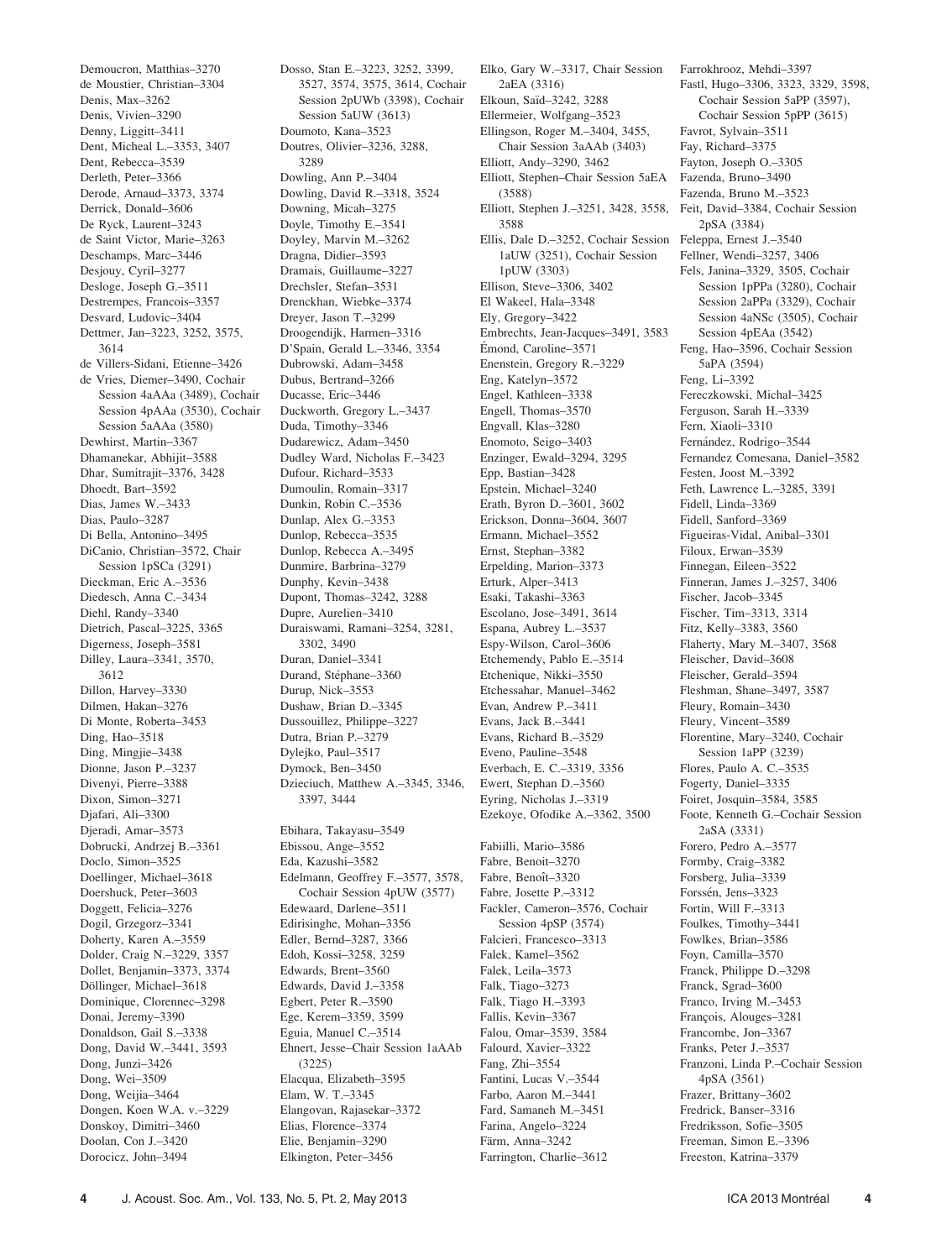Democuron, Matthias–3270
de Moustier, Christian–3304
Denis, Max–3262
Denis, Vivien–3290
Denny, Liggitt–3411
Dent, Micheal L.–3353, 3407
Dent, Rebecca–3539
Derleth, Peter–3366
Derode, Arnaud–3373, 3374
Derrick, Donald–3606
De Ryck, Laurent–3243
de Saint Victor, Marie–3263
Deschamps, Marc–3446
Desjouy, Cyril–3277
Desloge, Joseph G.–3511
Destrempes, Francois–3357
Desvard, Ludovic–3404
Dettmer, Jan–3223, 3252, 3575, 3614
de Villers-Sidani, Etienne–3426
de Vries, Diemer–3490, Cochair Session 4aAAa (3489), Cochair Session 4pAAa (3530), Cochair Session 5aAAa (3580)
Dewhirst, Martin–3367
Dhamanekar, Abhijit–3588
Dhar, Sumitrajit–3376, 3428
Dhoedt, Bart–3592
Dias, James W.–3433
Dias, Paulo–3287
Di Bella, Antonino–3495
DiCanio, Christian–3572, Chair Session 1pSCa (3291)
Dieckman, Eric A.–3536
Diedesch, Anna C.–3434
Diehl, Randy–3340
Dietrich, Pascal–3225, 3365
Digerness, Joseph–3581
Dilley, Laura–3341, 3570, 3612
Dillon, Harvey–3330
Dilmen, Hakan–3276
Di Monte, Roberta–3453
Ding, Hao–3518
Ding, Mingjie–3438
Dionne, Jason P.–3237
Divenyi, Pierre–3388
Dixon, Simon–3271
Djafari, Ali–3300
Djeradi, Amar–3573
Dobrucki, Andrzej B.–3361
Doclo, Simon–3525
Doellinger, Michael–3618
Doershuck, Peter–3603
Doggett, Felicia–3276
Dogil, Grzegorz–3341
Doherty, Karen A.–3559
Dolder, Craig N.–3229, 3357
Dollet, Benjamin–3373, 3374
Döllinger, Michael–3618
Dominique, Clorennec–3298
Donai, Jeremy–3390
Donaldson, Gail S.–3338
Dong, David W.–3441, 3593
Dong, Junzi–3426
Dong, Wei–3509
Dong, Weijia–3464
Dongen, Koen W.A. v.–3229
Donskoy, Dimitri–3460
Doolan, Con J.–3420
Dorocicz, John–3494
Dosso, Stan E.–3223, 3252, 3399, 3527, 3574, 3575, 3614, Cochair Session 2pUWb (3398), Cochair Session 5aUW (3613)
Doumoto, Kana–3523
Doutres, Olivier–3236, 3288, 3289
Dowling, Ann P.–3404
Dowling, David R.–3318, 3524
Downing, Micah–3275
Doyle, Timothy E.–3541
Doyley, Marvin M.–3262
Dragna, Didier–3593
Dramais, Guillaume–3227
Drechsler, Stefan–3531
Drenckhan, Wiebke–3374
Dreyer, Jason T.–3299
Droogendijk, Harmen–3316
D'Spain, Gerald L.–3346, 3354
Dubrowski, Adam–3458
Dubus, Bertrand–3266
Ducasse, Eric–3446
Duckworth, Gregory L.–3437
Duda, Timothy–3346
Dudarewicz, Adam–3450
Dudley Ward, Nicholas F.–3423
Dufour, Richard–3533
Dumoulin, Romain–3317
Dunkin, Robin C.–3536
Dunlap, Alex G.–3353
Dunlop, Rebecca–3535
Dunlop, Rebecca A.–3495
Dunmire, Barbrina–3279
Dunphy, Kevin–3438
Dupont, Thomas–3242, 3288
Dupre, Aurelien–3410
Duraiswami, Ramani–3254, 3281, 3302, 3490
Duran, Daniel–3341
Durand, Stéphane–3360
Durup, Nick–3553
Dushaw, Brian D.–3345
Dussouillez, Philippe–3227
Dutra, Brian P.–3279
Dylejko, Paul–3517
Dymock, Ben–3450
Dzieciuch, Matthew A.–3345, 3346, 3397, 3444

Ebihara, Takayasu–3549
Ebissou, Ange–3552
Eda, Kazushi–3582
Edelmann, Geoffrey F.–3577, 3578, Cochair Session 4pUW (3577)
Edewaard, Darlene–3511
Edirisinghe, Mohan–3356
Edler, Bernd–3287, 3366
Edoh, Kossi–3258, 3259
Edwards, Brent–3560
Edwards, David J.–3358
Egbert, Peter R.–3590
Ege, Kerem–3359, 3599
Eguia, Manuel C.–3514
Ehnert, Jesse–Chair Session 1aAAb (3225)
Elacqua, Elizabeth–3595
Elam, W. T.–3345
Elangovan, Rajasekar–3372
Elias, Florence–3374
Elie, Benjamin–3290
Elkington, Peter–3456
Elko, Gary W.–3317, Chair Session 2aEA (3316)
Elkoun, Saïd–3242, 3288
Ellermeier, Wolfgang–3523
Ellingson, Roger M.–3404, 3455, Chair Session 3aAAb (3403)
Elliott, Andy–3290, 3462
Elliott, Stephen–Chair Session 5aEA (3588)
Elliott, Stephen J.–3251, 3428, 3558, 3588
Ellis, Dale D.–3252, Cochair Session 1aUW (3251), Cochair Session 1pUW (3303)
Ellison, Steve–3306, 3402
El Wakeel, Hala–3348
Ely, Gregory–3422
Embrechts, Jean-Jacques–3491, 3583
Émond, Caroline–3571
Enenstein, Gregory R.–3229
Eng, Katelyn–3572
Engel, Kathleen–3338
Engell, Thomas–3570
Engvall, Klas–3280
Enomoto, Seigo–3403
Enzinger, Ewald–3294, 3295
Epp, Bastian–3428
Epstein, Michael–3240
Erath, Byron D.–3601, 3602
Erickson, Donna–3604, 3607
Ermann, Michael–3552
Ernst, Stephan–3382
Erpelding, Marion–3373
Erturk, Alper–3413
Esaki, Takashi–3363
Escolano, Jose–3491, 3614
Espana, Aubrey L.–3537
Espy-Wilson, Carol–3606
Etchemendy, Pablo E.–3514
Etchenique, Nikki–3550
Etchessahar, Manuel–3462
Evan, Andrew P.–3411
Evans, Jack B.–3441
Evans, Richard B.–3529
Eveno, Pauline–3548
Everbach, E. C.–3319, 3356
Ewert, Stephan D.–3560
Eyring, Nicholas J.–3319
Ezekoye, Ofodike A.–3362, 3500

Fabiilli, Mario–3586
Fabre, Benoit–3270
Fabre, Benoît–3320
Fabre, Josette P.–3312
Fackler, Cameron–3576, Cochair Session 4pSP (3574)
Falcieri, Francesco–3313
Falek, Kamel–3562
Falek, Leila–3573
Falk, Tiago–3273
Falk, Tiago H.–3393
Fallis, Kevin–3367
Falou, Omar–3539, 3584
Falourd, Xavier–3322
Fang, Zhi–3554
Fantini, Lucas V.–3544
Farbo, Aaron M.–3441
Fard, Samaneh M.–3451
Farina, Angelo–3224
Färm, Anna–3242
Farrington, Charlie–3612
Farrokhrooz, Mehdi–3397
Fastl, Hugo–3306, 3323, 3329, 3598, Cochair Session 5aPP (3597), Cochair Session 5pPP (3615)
Favrot, Sylvain–3511
Fay, Richard–3375
Fayton, Joseph O.–3305
Fazenda, Bruno–3490
Fazenda, Bruno M.–3523
Feit, David–3384, Cochair Session 2pSA (3384)
Feleppa, Ernest J.–3540
Fellner, Wendi–3257, 3406
Fels, Janina–3329, 3505, Cochair Session 1pPPa (3280), Cochair Session 2aPPa (3329), Cochair Session 4aNSc (3505), Cochair Session 4pEAa (3542)
Feng, Hao–3596, Cochair Session 5aPA (3594)
Feng, Li–3392
Fereczkowski, Michal–3425
Ferguson, Sarah H.–3339
Fern, Xiaoli–3310
Fernández, Rodrigo–3544
Fernandez Comesana, Daniel–3582
Festen, Joost M.–3392
Feth, Lawrence L.–3285, 3391
Fidell, Linda–3369
Fidell, Sanford–3369
Figueiras-Vidal, Anibal–3301
Filoux, Erwan–3539
Finnegan, Eileen–3522
Finneran, James J.–3257, 3406
Fischer, Jacob–3345
Fischer, Tim–3313, 3314
Fitz, Kelly–3383, 3560
Flaherty, Mary M.–3407, 3568
Fleischer, David–3608
Fleischer, Gerald–3594
Fleshman, Shane–3497, 3587
Fleury, Romain–3430
Fleury, Vincent–3589
Florentine, Mary–3240, Cochair Session 1aPP (3239)
Flores, Paulo A. C.–3535
Fogerty, Daniel–3335
Foiret, Josquin–3584, 3585
Foote, Kenneth G.–Cochair Session 2aSA (3331)
Forero, Pedro A.–3577
Formby, Craig–3382
Forsberg, Julia–3339
Forssén, Jens–3323
Fortin, Will F.–3313
Foulkes, Timothy–3441
Fowlkes, Brian–3586
Foyn, Camilla–3570
Franck, Philippe D.–3298
Franck, Sgrad–3600
Franco, Irving M.–3453
François, Alouges–3281
Francombe, Jon–3367
Franks, Peter J.–3537
Franzoni, Linda P.–Cochair Session 4pSA (3561)
Frazer, Brittany–3602
Fredrick, Banser–3316
Fredriksson, Sofie–3505
Freeman, Simon E.–3396
Freeston, Katrina–3379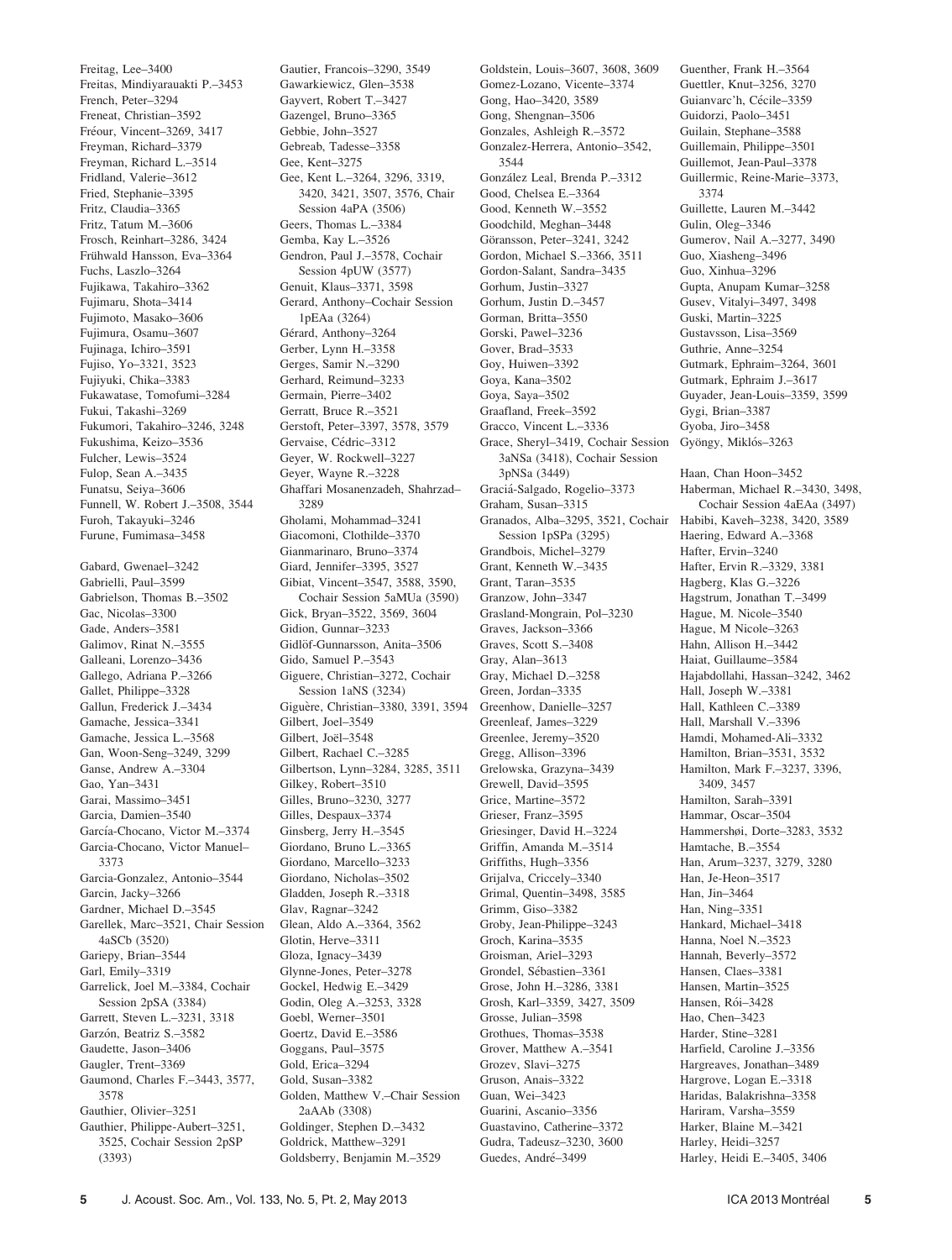Freitag, Lee–3400
Freitas, Mindiyarauakti P.–3453
French, Peter–3294
Freneat, Christian–3592
Fréour, Vincent–3269, 3417
Freyman, Richard–3379
Freyman, Richard L.–3514
Fridland, Valerie–3612
Fried, Stephanie–3395
Fritz, Claudia–3365
Fritz, Tatum M.–3606
Frosch, Reinhart–3286, 3424
Frühwald Hansson, Eva–3364
Fuchs, Laszlo–3264
Fujikawa, Takahiro–3362
Fujimaru, Shota–3414
Fujimoto, Masako–3606
Fujimura, Osamu–3607
Fujinaga, Ichiro–3591
Fujiso, Yo–3321, 3523
Fujiyuki, Chika–3383
Fukawatase, Tomofumi–3284
Fukui, Takashi–3269
Fukumori, Takahiro–3246, 3248
Fukushima, Keizo–3536
Fulcher, Lewis–3524
Fulop, Sean A.–3435
Funatsu, Seiya–3606
Funnell, W. Robert J.–3508, 3544
Furoh, Takayuki–3246
Furune, Fumimasa–3458

Gabard, Gwenael–3242
Gabrielli, Paul–3599
Gabrielson, Thomas B.–3502
Gac, Nicolas–3300
Gade, Anders–3581
Galimov, Rinat N.–3555
Galleani, Lorenzo–3436
Gallego, Adriana P.–3266
Gallet, Philippe–3328
Gallun, Frederick J.–3434
Gamache, Jessica–3341
Gamache, Jessica L.–3568
Gan, Woon-Seng–3249, 3299
Ganse, Andrew A.–3304
Gao, Yan–3431
Garai, Massimo–3451
Garcia, Damien–3540
García-Chocano, Victor M.–3374
Garcia-Chocano, Victor Manuel–3373
Garcia-Gonzalez, Antonio–3544
Garcin, Jacky–3266
Gardner, Michael D.–3545
Garellek, Marc–3521, Chair Session 4aSCb (3520)
Gariepy, Brian–3544
Garl, Emily–3319
Garrelick, Joel M.–3384, Cochair Session 2pSA (3384)
Garrett, Steven L.–3231, 3318
Garzón, Beatriz S.–3582
Gaudette, Jason–3406
Gaugler, Trent–3369
Gaumond, Charles F.–3443, 3577, 3578
Gauthier, Olivier–3251
Gauthier, Philippe-Aubert–3251, 3525, Cochair Session 2pSP (3393)
Gautier, Francois–3290, 3549
Gawarkiewicz, Glen–3538
Gayvert, Robert T.–3427
Gazengel, Bruno–3365
Gebbie, John–3527
Gebreab, Tadesse–3358
Gee, Kent–3275
Gee, Kent L.–3264, 3296, 3319, 3420, 3421, 3507, 3576, Chair Session 4aPA (3506)
Geers, Thomas L.–3384
Gemba, Kay L.–3526
Gendron, Paul J.–3578, Cochair Session 4pUW (3577)
Genuit, Klaus–3371, 3598
Gerard, Anthony–Cochair Session 1pEAa (3264)
Gérard, Anthony–3264
Gerber, Lynn H.–3358
Gerges, Samir N.–3290
Gerhard, Reimund–3233
Germain, Pierre–3402
Gerratt, Bruce R.–3521
Gerstoft, Peter–3397, 3578, 3579
Gervaise, Cédric–3312
Geyer, W. Rockwell–3227
Geyer, Wayne R.–3228
Ghaffari Mosanenzadeh, Shahrzad–3289
Gholami, Mohammad–3241
Giacomoni, Clothilde–3370
Gianmarinaro, Bruno–3374
Giard, Jennifer–3395, 3527
Gibiat, Vincent–3547, 3588, 3590, Cochair Session 5aMUa (3590)
Gick, Bryan–3522, 3569, 3604
Gidion, Gunnar–3233
Gidlöf-Gunnarsson, Anita–3506
Gido, Samuel P.–3543
Giguere, Christian–3272, Cochair Session 1aNS (3234)
Giguère, Christian–3380, 3391, 3594
Gilbert, Joel–3549
Gilbert, Joël–3548
Gilbert, Rachael C.–3285
Gilbertson, Lynn–3284, 3285, 3511
Gilkey, Robert–3510
Gilles, Bruno–3230, 3277
Gilles, Despaux–3374
Ginsberg, Jerry H.–3545
Giordano, Bruno L.–3365
Giordano, Marcello–3233
Giordano, Nicholas–3502
Gladden, Joseph R.–3318
Glav, Ragnar–3242
Glean, Aldo A.–3364, 3562
Glotin, Herve–3311
Gloza, Ignacy–3439
Glynne-Jones, Peter–3278
Gockel, Hedwig E.–3429
Godin, Oleg A.–3253, 3328
Goebl, Werner–3501
Goertz, David E.–3586
Goggans, Paul–3575
Gold, Erica–3294
Gold, Susan–3382
Golden, Matthew V.–Chair Session 2aAAb (3308)
Goldinger, Stephen D.–3432
Goldrick, Matthew–3291
Goldsberry, Benjamin M.–3529
Goldstein, Louis–3607, 3608, 3609
Gomez-Lozano, Vicente–3374
Gong, Hao–3420, 3589
Gong, Shengnan–3506
Gonzales, Ashleigh R.–3572
Gonzalez-Herrera, Antonio–3542, 3544
González Leal, Brenda P.–3312
Good, Chelsea E.–3364
Good, Kenneth W.–3552
Goodchild, Meghan–3448
Göransson, Peter–3241, 3242
Gordon, Michael S.–3366, 3511
Gordon-Salant, Sandra–3435
Gorhum, Justin–3327
Gorhum, Justin D.–3457
Gorman, Britta–3550
Gorski, Pawel–3236
Gover, Brad–3533
Goy, Huiwen–3392
Goya, Kana–3502
Goya, Saya–3502
Graafland, Freek–3592
Gracco, Vincent L.–3336
Grace, Sheryl–3419, Cochair Session 3aNSa (3418), Cochair Session 3pNSa (3449)
Graciá-Salgado, Rogelio–3373
Graham, Susan–3315
Granados, Alba–3295, 3521, Cochair Session 1pSPa (3295)
Grandbois, Michel–3279
Grant, Kenneth W.–3435
Grant, Taran–3535
Granzow, John–3347
Grasland-Mongrain, Pol–3230
Graves, Jackson–3366
Graves, Scott S.–3408
Gray, Alan–3613
Gray, Michael D.–3258
Green, Jordan–3335
Greenhow, Danielle–3257
Greenleaf, James–3229
Greenlee, Jeremy–3520
Gregg, Allison–3396
Grelowska, Grazyna–3439
Grewell, David–3595
Grice, Martine–3572
Grieser, Franz–3595
Griesinger, David H.–3224
Griffin, Amanda M.–3514
Griffiths, Hugh–3356
Grijalva, Criccely–3340
Grimal, Quentin–3498, 3585
Grimm, Giso–3382
Groby, Jean-Philippe–3243
Groch, Karina–3535
Groisman, Ariel–3293
Grondel, Sébastien–3361
Grose, John H.–3286, 3381
Grosh, Karl–3359, 3427, 3509
Grosse, Julian–3598
Grothues, Thomas–3538
Grover, Matthew A.–3541
Grozev, Slavi–3275
Gruson, Anais–3322
Guan, Wei–3423
Guarini, Ascanio–3356
Guastavino, Catherine–3372
Gudra, Tadeusz–3230, 3600
Guedes, André–3499
Guenther, Frank H.–3564
Guettler, Knut–3256, 3270
Guianvarc'h, Cécile–3359
Guidorzi, Paolo–3451
Guilain, Stephane–3588
Guillemain, Philippe–3501
Guillemot, Jean-Paul–3378
Guillermic, Reine-Marie–3373, 3374
Guillette, Lauren M.–3442
Gulin, Oleg–3346
Gumerov, Nail A.–3277, 3490
Guo, Xiasheng–3496
Guo, Xinhua–3296
Gupta, Anupam Kumar–3258
Gusev, Vitalyi–3497, 3498
Guski, Martin–3225
Gustavsson, Lisa–3569
Guthrie, Anne–3254
Gutmark, Ephraim–3264, 3601
Gutmark, Ephraim J.–3617
Guyader, Jean-Louis–3359, 3599
Gygi, Brian–3387
Gyoba, Jiro–3458
Gyöngy, Miklós–3263

Haan, Chan Hoon–3452
Haberman, Michael R.–3430, 3498, Cochair Session 4aEAa (3497)
Habibi, Kaveh–3238, 3420, 3589
Haering, Edward A.–3368
Hafter, Ervin–3240
Hafter, Ervin R.–3329, 3381
Hagberg, Klas G.–3226
Hagstrum, Jonathan T.–3499
Hague, M. Nicole–3540
Hague, M Nicole–3263
Hahn, Allison H.–3442
Haiat, Guillaume–3584
Hajabdollahi, Hassan–3242, 3462
Hall, Joseph W.–3381
Hall, Kathleen C.–3389
Hall, Marshall V.–3396
Hamdi, Mohamed-Ali–3332
Hamilton, Brian–3531, 3532
Hamilton, Mark F.–3237, 3396, 3409, 3457
Hamilton, Sarah–3391
Hammar, Oscar–3504
Hammershøi, Dorte–3283, 3532
Hamtache, B.–3554
Han, Arum–3237, 3279, 3280
Han, Je-Heon–3517
Han, Jin–3464
Han, Ning–3351
Hankard, Michael–3418
Hanna, Noel N.–3523
Hannah, Beverly–3572
Hansen, Claes–3381
Hansen, Martin–3525
Hansen, Rói–3428
Hao, Chen–3423
Harder, Stine–3281
Harfield, Caroline J.–3356
Hargreaves, Jonathan–3489
Hargrove, Logan E.–3318
Haridas, Balakrishna–3358
Hariram, Varsha–3559
Harker, Blaine M.–3421
Harley, Heidi–3257
Harley, Heidi E.–3405, 3406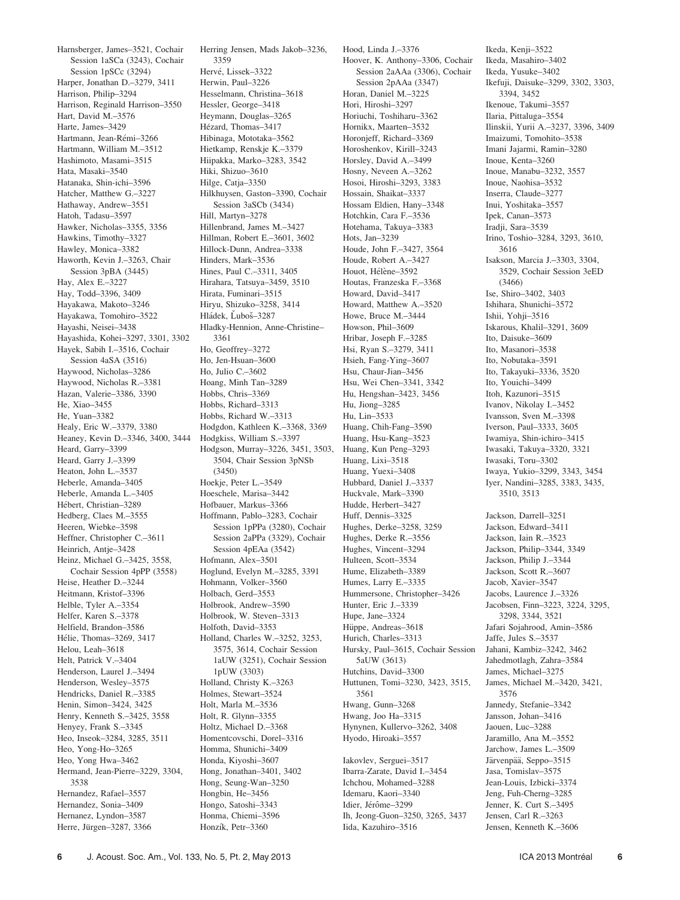Harnsberger, James–3521, Cochair Session 1aSCa (3243), Cochair Session 1pSCc (3294)
Harper, Jonathan D.–3279, 3411
Harrison, Philip–3294
Harrison, Reginald Harrison–3550
Hart, David M.–3576
Harte, James–3429
Hartmann, Jean-Rémi–3266
Hartmann, William M.–3512
Hashimoto, Masami–3515
Hata, Masaki–3540
Hatanaka, Shin-ichi–3596
Hatcher, Matthew G.–3227
Hathaway, Andrew–3551
Hatoh, Tadasu–3597
Hawker, Nicholas–3355, 3356
Hawkins, Timothy–3327
Hawley, Monica–3382
Haworth, Kevin J.–3263, Chair Session 3pBA (3445)
Hay, Alex E.–3227
Hay, Todd–3396, 3409
Hayakawa, Makoto–3246
Hayakawa, Tomohiro–3522
Hayashi, Neisei–3438
Hayashida, Kohei–3297, 3301, 3302
Hayek, Sabih I.–3516, Cochair Session 4aSA (3516)
Haywood, Nicholas–3286
Haywood, Nicholas R.–3381
Hazan, Valerie–3386, 3390
He, Xiao–3455
He, Yuan–3382
Healy, Eric W.–3379, 3380
Heaney, Kevin D.–3346, 3400, 3444
Heard, Garry–3399
Heard, Garry J.–3399
Heaton, John L.–3537
Heberle, Amanda–3405
Heberle, Amanda L.–3405
Hébert, Christian–3289
Hedberg, Claes M.–3555
Heeren, Wiebke–3598
Heffner, Christopher C.–3611
Heinrich, Antje–3428
Heinz, Michael G.–3425, 3558, Cochair Session 4pPP (3558)
Heise, Heather D.–3244
Heitmann, Kristof–3396
Helble, Tyler A.–3354
Helfer, Karen S.–3378
Helfield, Brandon–3586
Hélie, Thomas–3269, 3417
Helou, Leah–3618
Helt, Patrick V.–3404
Henderson, Laurel J.–3494
Henderson, Wesley–3575
Hendricks, Daniel R.–3385
Henin, Simon–3424, 3425
Henry, Kenneth S.–3425, 3558
Henyey, Frank S.–3345
Heo, Inseok–3284, 3285, 3511
Heo, Yong-Ho–3265
Heo, Yong Hwa–3462
Hermand, Jean-Pierre–3229, 3304, 3538
Hernandez, Rafael–3557
Hernandez, Sonia–3409
Hernanez, Lyndon–3587
Herre, Jürgen–3287, 3366
Herring Jensen, Mads Jakob–3236, 3359
Hervé, Lissek–3322
Herwin, Paul–3226
Hesselmann, Christina–3618
Hessler, George–3418
Heymann, Douglas–3265
Hézard, Thomas–3417
Hibinaga, Mototaka–3562
Hietkamp, Renskje K.–3379
Hiipakka, Marko–3283, 3542
Hiki, Shizuo–3610
Hilge, Catja–3350
Hilkhuysen, Gaston–3390, Cochair Session 3aSCb (3434)
Hill, Martyn–3278
Hillenbrand, James M.–3427
Hillman, Robert E.–3601, 3602
Hillock-Dunn, Andrea–3338
Hinders, Mark–3536
Hines, Paul C.–3311, 3405
Hirahara, Tatsuya–3459, 3510
Hirata, Fuminari–3515
Hiryu, Shizuko–3258, 3414
Hládek, Ľuboš–3287
Hladky-Hennion, Anne-Christine–3361
Ho, Geoffrey–3272
Ho, Jen-Hsuan–3600
Ho, Julio C.–3602
Hoang, Minh Tan–3289
Hobbs, Chris–3369
Hobbs, Richard–3313
Hobbs, Richard W.–3313
Hodgdon, Kathleen K.–3368, 3369
Hodgkiss, William S.–3397
Hodgson, Murray–3226, 3451, 3503, 3504, Chair Session 3pNSb (3450)
Hoekje, Peter L.–3549
Hoeschele, Marisa–3442
Hofbauer, Markus–3366
Hoffmann, Pablo–3283, Cochair Session 1pPPa (3280), Cochair Session 2aPPa (3329), Cochair Session 4pEAa (3542)
Hofmann, Alex–3501
Hoglund, Evelyn M.–3285, 3391
Hohmann, Volker–3560
Holbach, Gerd–3553
Holbrook, Andrew–3590
Holbrook, W. Steven–3313
Holfoth, David–3353
Holland, Charles W.–3252, 3253, 3575, 3614, Cochair Session 1aUW (3251), Cochair Session 1pUW (3303)
Holland, Christy K.–3263
Holmes, Stewart–3524
Holt, Marla M.–3536
Holt, R. Glynn–3355
Holtz, Michael D.–3368
Homentcovschi, Dorel–3316
Homma, Shunichi–3409
Honda, Kiyoshi–3607
Hong, Jonathan–3401, 3402
Hong, Seung-Wan–3250
Hongbin, He–3456
Hongo, Satoshi–3343
Honma, Chiemi–3596
Honzík, Petr–3360
Hood, Linda J.–3376
Hoover, K. Anthony–3306, Cochair Session 2aAAa (3306), Cochair Session 2pAAa (3347)
Horan, Daniel M.–3225
Hori, Hiroshi–3297
Horiuchi, Toshiharu–3362
Hornikx, Maarten–3532
Horonjeff, Richard–3369
Horoshenkov, Kirill–3243
Horsley, David A.–3499
Hosny, Neveen A.–3262
Hosoi, Hiroshi–3293, 3383
Hossain, Shaikat–3337
Hossam Eldien, Hany–3348
Hotchkin, Cara F.–3536
Hotehama, Takuya–3383
Hots, Jan–3239
Houde, John F.–3427, 3564
Houde, Robert A.–3427
Houot, Hélène–3592
Houtas, Franzeska F.–3368
Howard, David–3417
Howard, Matthew A.–3520
Howe, Bruce M.–3444
Howson, Phil–3609
Hribar, Joseph F.–3285
Hsi, Ryan S.–3279, 3411
Hsieh, Fang-Ying–3607
Hsu, Chaur-Jian–3456
Hsu, Wei Chen–3341, 3342
Hu, Hengshan–3423, 3456
Hu, Jiong–3285
Hu, Lin–3533
Huang, Chih-Fang–3590
Huang, Hsu-Kang–3523
Huang, Kun Peng–3293
Huang, Lixi–3518
Huang, Yuexi–3408
Hubbard, Daniel J.–3337
Huckvale, Mark–3390
Hudde, Herbert–3427
Huff, Dennis–3325
Hughes, Derke–3258, 3259
Hughes, Derke R.–3556
Hughes, Vincent–3294
Hulteen, Scott–3534
Hume, Elizabeth–3389
Humes, Larry E.–3335
Hummersone, Christopher–3426
Hunter, Eric J.–3339
Hupe, Jane–3324
Hüppe, Andreas–3618
Hurich, Charles–3313
Hursky, Paul–3615, Cochair Session 5aUW (3613)
Hutchins, David–3300
Huttunen, Tomi–3230, 3423, 3515, 3561
Hwang, Gunn–3268
Hwang, Joo Ha–3315
Hynynen, Kullervo–3262, 3408
Hyodo, Hiroaki–3557

Iakovlev, Serguei–3517
Ibarra-Zarate, David I.–3454
Ichchou, Mohamed–3288
Idemaru, Kaori–3340
Idier, Jérôme–3299
Ih, Jeong-Guon–3250, 3265, 3437
Iida, Kazuhiro–3516
Ikeda, Kenji–3522
Ikeda, Masahiro–3402
Ikeda, Yusuke–3402
Ikefuji, Daisuke–3299, 3302, 3303, 3394, 3452
Ikenoue, Takumi–3557
Ilaria, Pittaluga–3554
Ilinskii, Yurii A.–3237, 3396, 3409
Imaizumi, Tomohito–3538
Imani Jajarmi, Ramin–3280
Inoue, Kenta–3260
Inoue, Manabu–3232, 3557
Inoue, Naohisa–3532
Inserra, Claude–3277
Inui, Yoshitaka–3557
Ipek, Canan–3573
Iradji, Sara–3539
Irino, Toshio–3284, 3293, 3610, 3616
Isakson, Marcia J.–3303, 3304, 3529, Cochair Session 3eED (3466)
Ise, Shiro–3402, 3403
Ishihara, Shunichi–3572
Ishii, Yohji–3516
Iskarous, Khalil–3291, 3609
Ito, Daisuke–3609
Ito, Masanori–3538
Ito, Nobutaka–3591
Ito, Takayuki–3336, 3520
Ito, Youichi–3499
Itoh, Kazunori–3515
Ivanov, Nikolay I.–3452
Ivansson, Sven M.–3398
Iverson, Paul–3333, 3605
Iwamiya, Shin-ichiro–3415
Iwasaki, Takuya–3320, 3321
Iwasaki, Toru–3302
Iwaya, Yukio–3299, 3343, 3454
Iyer, Nandini–3285, 3383, 3435, 3510, 3513

Jackson, Darrell–3251
Jackson, Edward–3411
Jackson, Iain R.–3523
Jackson, Philip–3344, 3349
Jackson, Philip J.–3344
Jackson, Scott R.–3607
Jacob, Xavier–3547
Jacobs, Laurence J.–3326
Jacobsen, Finn–3223, 3224, 3295, 3298, 3344, 3521
Jafari Sojahrood, Amin–3586
Jaffe, Jules S.–3537
Jahani, Kambiz–3242, 3462
Jahedmotlagh, Zahra–3584
James, Michael–3275
James, Michael M.–3420, 3421, 3576
Jannedy, Stefanie–3342
Jansson, Johan–3416
Jaouen, Luc–3288
Jaramillo, Ana M.–3552
Jarchow, James L.–3509
Järvenpää, Seppo–3515
Jasa, Tomislav–3575
Jean-Louis, Izbicki–3374
Jeng, Fuh-Cherng–3285
Jenner, K. Curt S.–3495
Jensen, Carl R.–3263
Jensen, Kenneth K.–3606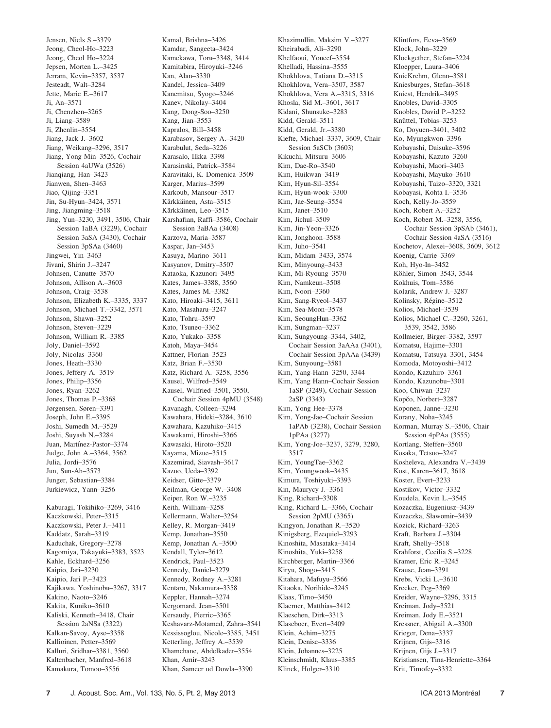Jensen, Niels S.–3379
Jeong, Cheol-Ho–3223
Jeong, Cheol Ho–3224
Jepsen, Morten L.–3425
Jerram, Kevin–3357, 3537
Jesteadt, Walt–3284
Jette, Marie E.–3617
Ji, An–3571
Ji, Chenzhen–3265
Ji, Liang–3589
Ji, Zhenlin–3554
Jiang, Jack J.–3602
Jiang, Weikang–3296, 3517
Jiang, Yong Min–3526, Cochair Session 4aUWa (3526)
Jianqiang, Han–3423
Jianwen, Shen–3463
Jiao, Qijing–3351
Jin, Su-Hyun–3424, 3571
Jing, Jiangming–3518
Jing, Yun–3230, 3491, 3506, Chair Session 1aBA (3229), Cochair Session 3aSA (3430), Cochair Session 3pSAa (3460)
Jingwei, Yin–3463
Jivani, Shirin J.–3247
Johnsen, Canutte–3570
Johnson, Allison A.–3603
Johnson, Craig–3538
Johnson, Elizabeth K.–3335, 3337
Johnson, Michael T.–3342, 3571
Johnson, Shawn–3252
Johnson, Steven–3229
Johnson, William R.–3385
Joly, Daniel–3592
Joly, Nicolas–3360
Jones, Heath–3330
Jones, Jeffery A.–3519
Jones, Philip–3356
Jones, Ryan–3262
Jones, Thomas P.–3368
Jørgensen, Søren–3391
Joseph, John E.–3395
Joshi, Sumedh M.–3529
Joshi, Suyash N.–3284
Juan, Martínez-Pastor–3374
Judge, John A.–3364, 3562
Julia, Jordi–3576
Jun, Sun-Ah–3573
Junger, Sebastian–3384
Jurkiewicz, Yann–3256

Kaburagi, Tokihiko–3269, 3416
Kaczkowski, Peter–3315
Kaczkowski, Peter J.–3411
Kaddatz, Sarah–3319
Kaduchak, Gregory–3278
Kagomiya, Takayuki–3383, 3523
Kahle, Eckhard–3256
Kaipio, Jari–3230
Kaipio, Jari P.–3423
Kajikawa, Yoshinobu–3267, 3317
Kakino, Naoto–3246
Kakita, Kuniko–3610
Kaliski, Kenneth–3418, Chair Session 2aNSa (3322)
Kalkan-Savoy, Ayse–3358
Kallioinen, Petter–3569
Kalluri, Sridhar–3381, 3560
Kaltenbacher, Manfred–3618
Kamakura, Tomoo–3556
Kamal, Brishna–3426
Kamdar, Sangeeta–3424
Kamekawa, Toru–3348, 3414
Kamitabira, Hiroyuki–3246
Kan, Alan–3330
Kandel, Jessica–3409
Kanemitsu, Syogo–3246
Kanev, Nikolay–3404
Kang, Dong-Soo–3250
Kang, Jian–3553
Kapralos, Bill–3458
Karabasov, Sergey A.–3420
Karabulut, Seda–3226
Karasalo, Ilkka–3398
Karasinski, Patrick–3584
Karavitaki, K. Domenica–3509
Karger, Marius–3599
Karkoub, Mansour–3517
Kärkkäinen, Asta–3515
Kärkkäinen, Leo–3515
Karshafian, Raffi–3586, Cochair Session 3aBAa (3408)
Karzova, Maria–3587
Kaspar, Jan–3453
Kasuya, Marino–3611
Kasyanov, Dmitry–3507
Kataoka, Kazunori–3495
Kates, James–3388, 3560
Kates, James M.–3382
Kato, Hiroaki–3415, 3611
Kato, Masaharu–3247
Kato, Tohru–3597
Kato, Tsuneo–3362
Kato, Yukako–3358
Katoh, Maya–3454
Kattner, Florian–3523
Katz, Brian F.–3530
Katz, Richard A.–3258, 3556
Kausel, Wilfred–3549
Kausel, Wilfried–3501, 3550, Cochair Session 4pMU (3548)
Kavanagh, Colleen–3294
Kawahara, Hideki–3284, 3610
Kawahara, Kazuhiko–3415
Kawakami, Hiroshi–3366
Kawasaki, Hiroto–3520
Kayama, Mizue–3515
Kazemirad, Siavash–3617
Kazuo, Ueda–3392
Keidser, Gitte–3379
Keilman, George W.–3408
Keiper, Ron W.–3235
Keith, William–3258
Kellermann, Walter–3254
Kelley, R. Morgan–3419
Kemp, Jonathan–3550
Kemp, Jonathan A.–3500
Kendall, Tyler–3612
Kendrick, Paul–3523
Kennedy, Daniel–3279
Kennedy, Rodney A.–3281
Kentaro, Nakamura–3358
Keppler, Hannah–3274
Kergomard, Jean–3501
Kersaudy, Pierric–3365
Keshavarz-Motamed, Zahra–3541
Kessissoglou, Nicole–3385, 3451
Ketterling, Jeffrey A.–3539
Khamchane, Abdelkader–3554
Khan, Amir–3243
Khan, Sameer ud Dowla–3390
Khazimullin, Maksim V.–3277
Kheirabadi, Ali–3290
Khelfaoui, Youcef–3554
Khelladi, Hassina–3555
Khokhlova, Tatiana D.–3315
Khokhlova, Vera–3507, 3587
Khokhlova, Vera A.–3315, 3316
Khosla, Sid M.–3601, 3617
Kidani, Shunsuke–3283
Kidd, Gerald–3511
Kidd, Gerald, Jr.–3380
Kiefte, Michael–3337, 3609, Chair Session 5aSCb (3603)
Kikuchi, Mitsuru–3606
Kim, Dae-Ro–3540
Kim, Huikwan–3419
Kim, Hyun-Sil–3554
Kim, Hyun-wook–3300
Kim, Jae-Seung–3554
Kim, Janet–3510
Kim, Jichul–3509
Kim, Jin-Yeon–3326
Kim, Jonghoon–3588
Kim, Juho–3541
Kim, Midam–3433, 3574
Kim, Minyoung–3433
Kim, Mi-Ryoung–3570
Kim, Namkeun–3508
Kim, Noori–3360
Kim, Sang-Ryeol–3437
Kim, Sea-Moon–3578
Kim, SeoungHun–3362
Kim, Sungman–3237
Kim, Sungyoung–3344, 3402, Cochair Session 3aAAa (3401), Cochair Session 3pAAa (3439)
Kim, Sunyoung–3581
Kim, Yang-Hann–3250, 3344
Kim, Yang Hann–Cochair Session 1aSP (3249), Cochair Session 2aSP (3343)
Kim, Yong Hee–3378
Kim, Yong-Jae–Cochair Session 1aPAb (3238), Cochair Session 1pPAa (3277)
Kim, Yong-Joe–3237, 3279, 3280, 3517
Kim, YoungTae–3362
Kim, Youngwook–3435
Kimura, Toshiyuki–3393
Kin, Maurycy J.–3361
King, Richard–3308
King, Richard L.–3366, Cochair Session 2pMU (3365)
Kingyon, Jonathan R.–3520
Kinigsberg, Ezequiel–3293
Kinoshita, Masataka–3414
Kinoshita, Yuki–3258
Kirchberger, Martin–3366
Kiryu, Shogo–3415
Kitahara, Mafuyu–3566
Kitaoka, Norihide–3245
Klaas, Timo–3450
Klaerner, Matthias–3412
Klaeschen, Dirk–3313
Klaseboer, Evert–3409
Klein, Achim–3275
Klein, Denise–3336
Klein, Johannes–3225
Kleinschmidt, Klaus–3385
Klinck, Holger–3310
Klintfors, Eeva–3569
Klock, John–3229
Klockgether, Stefan–3224
Kloepper, Laura–3406
KnicKrehm, Glenn–3581
Kniesburges, Stefan–3618
Kniest, Hendrik–3495
Knobles, David–3305
Knobles, David P.–3252
Knüttel, Tobias–3253
Ko, Doyuen–3401, 3402
Ko, Myungkwon–3396
Kobayashi, Daisuke–3596
Kobayashi, Kazuto–3260
Kobayashi, Maori–3403
Kobayashi, Mayuko–3610
Kobayashi, Taizo–3320, 3321
Kobayasi, Kohta I.–3536
Koch, Kelly-Jo–3559
Koch, Robert A.–3252
Koch, Robert M.–3258, 3556, Cochair Session 3pSAb (3461), Cochair Session 4aSA (3516)
Kochetov, Alexei–3608, 3609, 3612
Koenig, Carrie–3369
Koh, Hyo-In–3452
Köhler, Simon–3543, 3544
Kokhuis, Tom–3586
Kolarik, Andrew J.–3287
Kolinsky, Régine–3512
Kolios, Michael–3539
Kolios, Michael C.–3260, 3261, 3539, 3542, 3586
Kollmeier, Birger–3382, 3597
Komatsu, Hajime–3301
Komatsu, Tatsuya–3301, 3454
Komoda, Motoyoshi–3412
Kondo, Kazuhiro–3361
Kondo, Kazunobu–3301
Koo, Chiwan–3237
Kopčo, Norbert–3287
Koponen, Janne–3230
Korany, Noha–3245
Korman, Murray S.–3506, Chair Session 4pPAa (3555)
Kortlang, Steffen–3560
Kosaka, Tetsuo–3247
Kosheleva, Alexandra V.–3439
Kost, Karen–3617, 3618
Koster, Evert–3233
Kostikov, Victor–3332
Koudela, Kevin L.–3545
Kozaczka, Eugeniusz–3439
Kozaczka, Sławomir–3439
Kozick, Richard–3263
Kraft, Barbara J.–3304
Kraft, Shelly–3518
Krahforst, Cecilia S.–3228
Kramer, Eric R.–3245
Krause, Jean–3391
Krebs, Vicki L.–3610
Krecker, Peg–3369
Kreider, Wayne–3296, 3315
Kreiman, Jody–3521
Kreiman, Jody E.–3521
Kressner, Abigail A.–3300
Krieger, Dena–3337
Krijnen, Gijs–3316
Krijnen, Gijs J.–3317
Kristiansen, Tina-Henriette–3364
Krit, Timofey–3332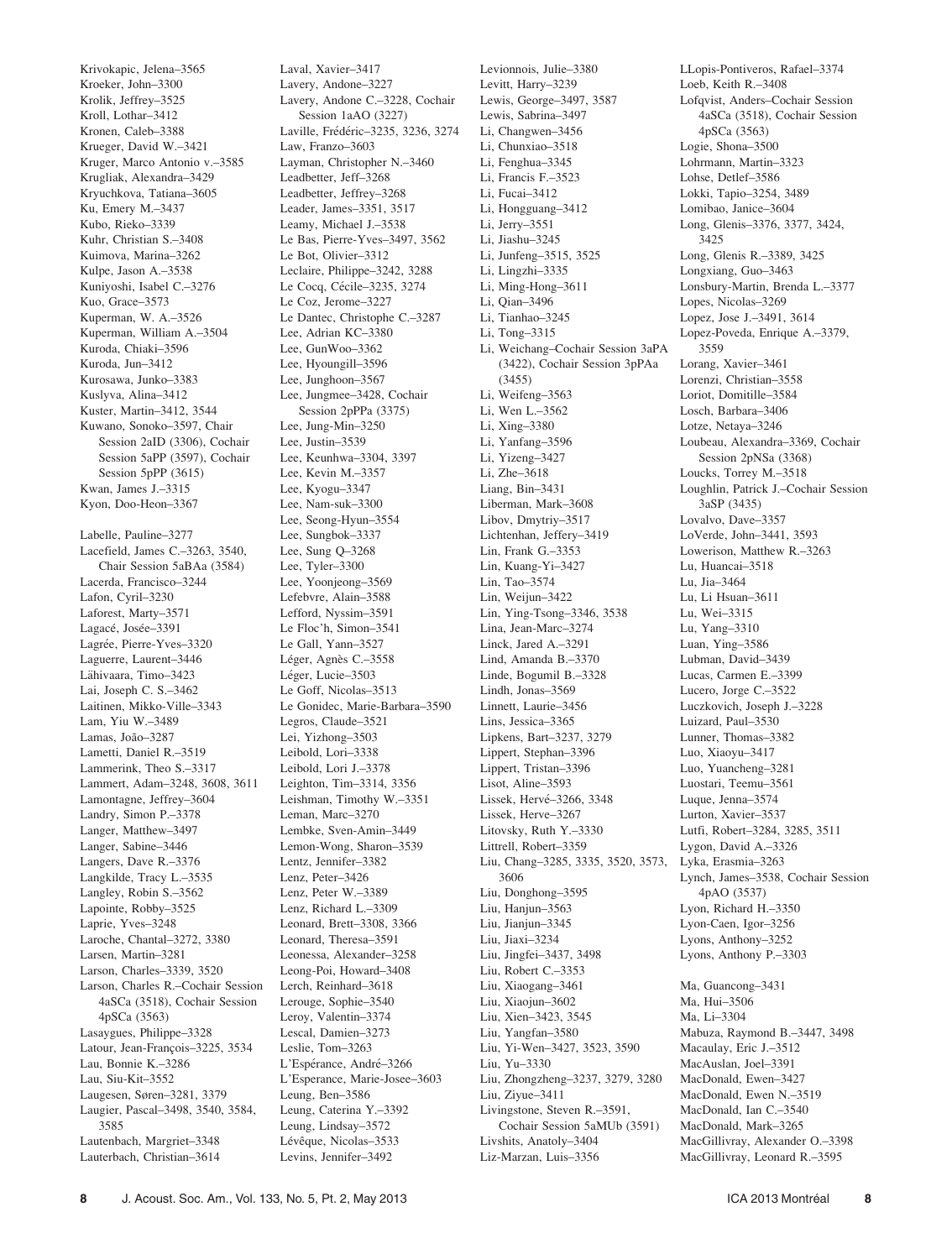Krivokapic, Jelena–3565
Kroeker, John–3300
Krolik, Jeffrey–3525
Kroll, Lothar–3412
Kronen, Caleb–3388
Krueger, David W.–3421
Kruger, Marco Antonio v.–3585
Krugliak, Alexandra–3429
Kryuchkova, Tatiana–3605
Ku, Emery M.–3437
Kubo, Rieko–3339
Kuhr, Christian S.–3408
Kuimova, Marina–3262
Kulpe, Jason A.–3538
Kuniyoshi, Isabel C.–3276
Kuo, Grace–3573
Kuperman, W. A.–3526
Kuperman, William A.–3504
Kuroda, Chiaki–3596
Kuroda, Jun–3412
Kurosawa, Junko–3383
Kuslyva, Alina–3412
Kuster, Martin–3412, 3544
Kuwano, Sonoko–3597, Chair Session 2aID (3306), Cochair Session 5aPP (3597), Cochair Session 5pPP (3615)
Kwan, James J.–3315
Kyon, Doo-Heon–3367

Labelle, Pauline–3277
Lacefield, James C.–3263, 3540, Chair Session 5aBAa (3584)
Lacerda, Francisco–3244
Lafon, Cyril–3230
Laforest, Marty–3571
Lagacé, Josée–3391
Lagrée, Pierre-Yves–3320
Laguerre, Laurent–3446
Lähivaara, Timo–3423
Lai, Joseph C. S.–3462
Laitinen, Mikko-Ville–3343
Lam, Yiu W.–3489
Lamas, João–3287
Lametti, Daniel R.–3519
Lammerink, Theo S.–3317
Lammert, Adam–3248, 3608, 3611
Lamontagne, Jeffrey–3604
Landry, Simon P.–3378
Langer, Matthew–3497
Langer, Sabine–3446
Langers, Dave R.–3376
Langkilde, Tracy L.–3535
Langley, Robin S.–3562
Lapointe, Robby–3525
Laprie, Yves–3248
Laroche, Chantal–3272, 3380
Larsen, Martin–3281
Larson, Charles–3339, 3520
Larson, Charles R.–Cochair Session 4aSCa (3518), Cochair Session 4pSCa (3563)
Lasaygues, Philippe–3328
Latour, Jean-François–3225, 3534
Lau, Bonnie K.–3286
Lau, Siu-Kit–3552
Laugesen, Søren–3281, 3379
Laugier, Pascal–3498, 3540, 3584, 3585
Lautenbach, Margriet–3348
Lauterbach, Christian–3614
Laval, Xavier–3417
Lavery, Andone–3227
Lavery, Andone C.–3228, Cochair Session 1aAO (3227)
Laville, Frédéric–3235, 3236, 3274
Law, Franzo–3603
Layman, Christopher N.–3460
Leadbetter, Jeff–3268
Leadbetter, Jeffrey–3268
Leader, James–3351, 3517
Leamy, Michael J.–3538
Le Bas, Pierre-Yves–3497, 3562
Le Bot, Olivier–3312
Leclaire, Philippe–3242, 3288
Le Cocq, Cécile–3235, 3274
Le Coz, Jerome–3227
Le Dantec, Christophe C.–3287
Lee, Adrian KC–3380
Lee, GunWoo–3362
Lee, Hyoungill–3596
Lee, Junghoon–3567
Lee, Jungmee–3428, Cochair Session 2pPPa (3375)
Lee, Jung-Min–3250
Lee, Justin–3539
Lee, Keunhwa–3304, 3397
Lee, Kevin M.–3357
Lee, Kyogu–3347
Lee, Nam-suk–3300
Lee, Seong-Hyun–3554
Lee, Sungbok–3337
Lee, Sung Q–3268
Lee, Tyler–3300
Lee, Yoonjeong–3569
Lefebvre, Alain–3588
Lefford, Nyssim–3591
Le Floc'h, Simon–3541
Le Gall, Yann–3527
Léger, Agnès C.–3558
Léger, Lucie–3503
Le Goff, Nicolas–3513
Le Gonidec, Marie-Barbara–3590
Legros, Claude–3521
Lei, Yizhong–3503
Leibold, Lori–3338
Leibold, Lori J.–3378
Leighton, Tim–3314, 3356
Leishman, Timothy W.–3351
Leman, Marc–3270
Lembke, Sven-Amin–3449
Lemon-Wong, Sharon–3539
Lentz, Jennifer–3382
Lenz, Peter–3426
Lenz, Peter W.–3389
Lenz, Richard L.–3309
Leonard, Brett–3308, 3366
Leonard, Theresa–3591
Leonessa, Alexander–3258
Leong-Poi, Howard–3408
Lerch, Reinhard–3618
Lerouge, Sophie–3540
Leroy, Valentin–3374
Lescal, Damien–3273
Leslie, Tom–3263
L'Espérance, André–3266
L'Esperance, Marie-Josee–3603
Leung, Ben–3586
Leung, Caterina Y.–3392
Leung, Lindsay–3572
Lévêque, Nicolas–3533
Levins, Jennifer–3492
Levionnois, Julie–3380
Levitt, Harry–3239
Lewis, George–3497, 3587
Lewis, Sabrina–3497
Li, Changwen–3456
Li, Chunxiao–3518
Li, Fenghua–3345
Li, Francis F.–3523
Li, Fucai–3412
Li, Hongguang–3412
Li, Jerry–3551
Li, Jiashu–3245
Li, Junfeng–3515, 3525
Li, Lingzhi–3335
Li, Ming-Hong–3611
Li, Qian–3496
Li, Tianhao–3245
Li, Tong–3315
Li, Weichang–Cochair Session 3aPA (3422), Cochair Session 3pPAa (3455)
Li, Weifeng–3563
Li, Wen L.–3562
Li, Xing–3380
Li, Yanfang–3596
Li, Yizeng–3427
Li, Zhe–3618
Liang, Bin–3431
Liberman, Mark–3608
Libov, Dmytriy–3517
Lichtenhan, Jeffery–3419
Lin, Frank G.–3353
Lin, Kuang-Yi–3427
Lin, Tao–3574
Lin, Weijun–3422
Lin, Ying-Tsong–3346, 3538
Lina, Jean-Marc–3274
Linck, Jared A.–3291
Lind, Amanda B.–3370
Linde, Bogumil B.–3328
Lindh, Jonas–3569
Linnett, Laurie–3456
Lins, Jessica–3365
Lipkens, Bart–3237, 3279
Lippert, Stephan–3396
Lippert, Tristan–3396
Lisot, Aline–3593
Lissek, Hervé–3266, 3348
Lissek, Herve–3267
Litovsky, Ruth Y.–3330
Littrell, Robert–3359
Liu, Chang–3285, 3335, 3520, 3573, 3606
Liu, Donghong–3595
Liu, Hanjun–3563
Liu, Jianjun–3345
Liu, Jiaxi–3234
Liu, Jingfei–3437, 3498
Liu, Robert C.–3353
Liu, Xiaogang–3461
Liu, Xiaojun–3602
Liu, Xien–3423, 3545
Liu, Yangfan–3580
Liu, Yi-Wen–3427, 3523, 3590
Liu, Yu–3330
Liu, Zhongzheng–3237, 3279, 3280
Liu, Ziyue–3411
Livingstone, Steven R.–3591, Cochair Session 5aMUb (3591)
Livshits, Anatoly–3404
Liz-Marzan, Luis–3356
LLopis-Pontiveros, Rafael–3374
Loeb, Keith R.–3408
Lofqvist, Anders–Cochair Session 4aSCa (3518), Cochair Session 4pSCa (3563)
Logie, Shona–3500
Lohrmann, Martin–3323
Lohse, Detlef–3586
Lokki, Tapio–3254, 3489
Lomibao, Janice–3604
Long, Glenis–3376, 3377, 3424, 3425
Long, Glenis R.–3389, 3425
Longxiang, Guo–3463
Lonsbury-Martin, Brenda L.–3377
Lopes, Nicolas–3269
Lopez, Jose J.–3491, 3614
Lopez-Poveda, Enrique A.–3379, 3559
Lorang, Xavier–3461
Lorenzi, Christian–3558
Loriot, Domitille–3584
Losch, Barbara–3406
Lotze, Netaya–3246
Loubeau, Alexandra–3369, Cochair Session 2pNSa (3368)
Loucks, Torrey M.–3518
Loughlin, Patrick J.–Cochair Session 3aSP (3435)
Lovalvo, Dave–3357
LoVerde, John–3441, 3593
Lowerison, Matthew R.–3263
Lu, Huancai–3518
Lu, Jia–3464
Lu, Li Hsuan–3611
Lu, Wei–3315
Lu, Yang–3310
Luan, Ying–3586
Lubman, David–3439
Lucas, Carmen E.–3399
Lucero, Jorge C.–3522
Luczkovich, Joseph J.–3228
Luizard, Paul–3530
Lunner, Thomas–3382
Luo, Xiaoyu–3417
Luo, Yuancheng–3281
Luostari, Teemu–3561
Luque, Jenna–3574
Lurton, Xavier–3537
Lutfi, Robert–3284, 3285, 3511
Lygon, David A.–3326
Lyka, Erasmia–3263
Lynch, James–3538, Cochair Session 4pAO (3537)
Lyon, Richard H.–3350
Lyon-Caen, Igor–3256
Lyons, Anthony–3252
Lyons, Anthony P.–3303

Ma, Guancong–3431
Ma, Hui–3506
Ma, Li–3304
Mabuza, Raymond B.–3447, 3498
Macaulay, Eric J.–3512
MacAuslan, Joel–3391
MacDonald, Ewen–3427
MacDonald, Ewen N.–3519
MacDonald, Ian C.–3540
MacDonald, Mark–3265
MacGillivray, Alexander O.–3398
MacGillivray, Leonard R.–3595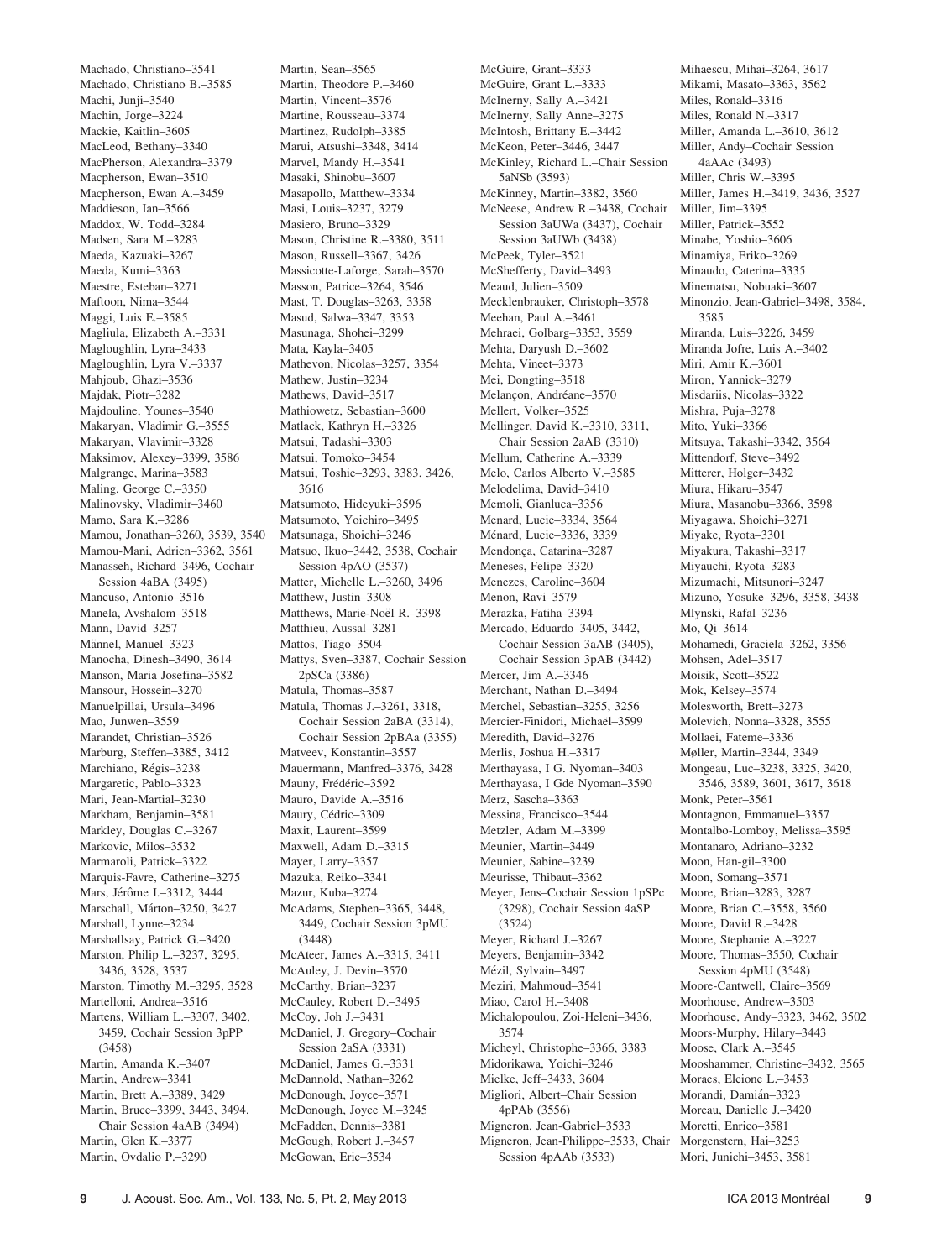Machado, Christiano–3541
Machado, Christiano B.–3585
Machi, Junji–3540
Machin, Jorge–3224
Mackie, Kaitlin–3605
MacLeod, Bethany–3340
MacPherson, Alexandra–3379
Macpherson, Ewan–3510
Macpherson, Ewan A.–3459
Maddieson, Ian–3566
Maddox, W. Todd–3284
Madsen, Sara M.–3283
Maeda, Kazuaki–3267
Maeda, Kumi–3363
Maestre, Esteban–3271
Maftoon, Nima–3544
Maggi, Luis E.–3585
Magliula, Elizabeth A.–3331
Magloughlin, Lyra–3433
Magloughlin, Lyra V.–3337
Mahjoub, Ghazi–3536
Majdak, Piotr–3282
Majdouline, Younes–3540
Makaryan, Vladimir G.–3555
Makaryan, Vlavimir–3328
Maksimov, Alexey–3399, 3586
Malgrange, Marina–3583
Maling, George C.–3350
Malinovsky, Vladimir–3460
Mamo, Sara K.–3286
Mamou, Jonathan–3260, 3539, 3540
Mamou-Mani, Adrien–3362, 3561
Manasseh, Richard–3496, Cochair Session 4aBA (3495)
Mancuso, Antonio–3516
Manela, Avshalom–3518
Mann, David–3257
Männel, Manuel–3323
Manocha, Dinesh–3490, 3614
Manson, Maria Josefina–3582
Mansour, Hossein–3270
Manuelpillai, Ursula–3496
Mao, Junwen–3559
Marandet, Christian–3526
Marburg, Steffen–3385, 3412
Marchiano, Régis–3238
Margaretic, Pablo–3323
Mari, Jean-Martial–3230
Markham, Benjamin–3581
Markley, Douglas C.–3267
Markovic, Milos–3532
Marmaroli, Patrick–3322
Marquis-Favre, Catherine–3275
Mars, Jérôme I.–3312, 3444
Marschall, Márton–3250, 3427
Marshall, Lynne–3234
Marshallsay, Patrick G.–3420
Marston, Philip L.–3237, 3295, 3436, 3528, 3537
Marston, Timothy M.–3295, 3528
Martelloni, Andrea–3516
Martens, William L.–3307, 3402, 3459, Cochair Session 3pPP (3458)
Martin, Amanda K.–3407
Martin, Andrew–3341
Martin, Brett A.–3389, 3429
Martin, Bruce–3399, 3443, 3494, Chair Session 4aAB (3494)
Martin, Glen K.–3377
Martin, Ovdalio P.–3290
Martin, Sean–3565
Martin, Theodore P.–3460
Martin, Vincent–3576
Martine, Rousseau–3374
Martinez, Rudolph–3385
Marui, Atsushi–3348, 3414
Marvel, Mandy H.–3541
Masaki, Shinobu–3607
Masapollo, Matthew–3334
Masi, Louis–3237, 3279
Masiero, Bruno–3329
Mason, Christine R.–3380, 3511
Mason, Russell–3367, 3426
Massicotte-Laforge, Sarah–3570
Masson, Patrice–3264, 3546
Mast, T. Douglas–3263, 3358
Masud, Salwa–3347, 3353
Masunaga, Shohei–3299
Mata, Kayla–3405
Mathevon, Nicolas–3257, 3354
Mathew, Justin–3234
Mathews, David–3517
Mathiowetz, Sebastian–3600
Matlack, Kathryn H.–3326
Matsui, Tadashi–3303
Matsui, Tomoko–3454
Matsui, Toshie–3293, 3383, 3426, 3616
Matsumoto, Hideyuki–3596
Matsumoto, Yoichiro–3495
Matsunaga, Shoichi–3246
Matsuo, Ikuo–3442, 3538, Cochair Session 4pAO (3537)
Matter, Michelle L.–3260, 3496
Matthew, Justin–3308
Matthews, Marie-Noël R.–3398
Matthieu, Aussal–3281
Mattos, Tiago–3504
Mattys, Sven–3387, Cochair Session 2pSCa (3386)
Matula, Thomas–3587
Matula, Thomas J.–3261, 3318, Cochair Session 2aBA (3314), Cochair Session 2pBAa (3355)
Matveev, Konstantin–3557
Mauermann, Manfred–3376, 3428
Mauny, Frédéric–3592
Mauro, Davide A.–3516
Maury, Cédric–3309
Maxit, Laurent–3599
Maxwell, Adam D.–3315
Mayer, Larry–3357
Mazuka, Reiko–3341
Mazur, Kuba–3274
McAdams, Stephen–3365, 3448, 3449, Cochair Session 3pMU (3448)
McAteer, James A.–3315, 3411
McAuley, J. Devin–3570
McCarthy, Brian–3237
McCauley, Robert D.–3495
McCoy, Joh J.–3431
McDaniel, J. Gregory–Cochair Session 2aSA (3331)
McDaniel, James G.–3331
McDannold, Nathan–3262
McDonough, Joyce–3571
McDonough, Joyce M.–3245
McFadden, Dennis–3381
McGough, Robert J.–3457
McGowan, Eric–3534
McGuire, Grant–3333
McGuire, Grant L.–3333
McInerny, Sally A.–3421
McInerny, Sally Anne–3275
McIntosh, Brittany E.–3442
McKeon, Peter–3446, 3447
McKinley, Richard L.–Chair Session 5aNSb (3593)
McKinney, Martin–3382, 3560
McNeese, Andrew R.–3438, Cochair Session 3aUWa (3437), Cochair Session 3aUWb (3438)
McPeek, Tyler–3521
McShefferty, David–3493
Meaud, Julien–3509
Mecklenbrauker, Christoph–3578
Meehan, Paul A.–3461
Mehraei, Golbarg–3353, 3559
Mehta, Daryush D.–3602
Mehta, Vineet–3373
Mei, Dongting–3518
Melançon, Andréane–3570
Mellert, Volker–3525
Mellinger, David K.–3310, 3311, Chair Session 2aAB (3310)
Mellum, Catherine A.–3339
Melo, Carlos Alberto V.–3585
Melodelima, David–3410
Memoli, Gianluca–3356
Menard, Lucie–3334, 3564
Ménard, Lucie–3336, 3339
Mendonça, Catarina–3287
Meneses, Felipe–3320
Menezes, Caroline–3604
Menon, Ravi–3579
Merazka, Fatiha–3394
Mercado, Eduardo–3405, 3442, Cochair Session 3aAB (3405), Cochair Session 3pAB (3442)
Mercer, Jim A.–3346
Merchant, Nathan D.–3494
Merchel, Sebastian–3255, 3256
Mercier-Finidori, Michaël–3599
Meredith, David–3276
Merlis, Joshua H.–3317
Merthayasa, I G Nyoman–3403
Merthayasa, I Gde Nyoman–3590
Merz, Sascha–3363
Messina, Francisco–3544
Metzler, Adam M.–3399
Meunier, Martin–3449
Meunier, Sabine–3239
Meurisse, Thibaut–3362
Meyer, Jens–Cochair Session 1pSPc (3298), Cochair Session 4aSP (3524)
Meyer, Richard J.–3267
Meyers, Benjamin–3342
Mézil, Sylvain–3497
Meziri, Mahmoud–3541
Miao, Carol H.–3408
Michalopoulou, Zoi-Heleni–3436, 3574
Micheyl, Christophe–3366, 3383
Midorikawa, Yoichi–3246
Mielke, Jeff–3433, 3604
Migliori, Albert–Chair Session 4pPAb (3556)
Migneron, Jean-Gabriel–3533
Migneron, Jean-Philippe–3533, Chair Session 4pAAb (3533)
Mihaescu, Mihai–3264, 3617
Mikami, Masato–3363, 3562
Miles, Ronald–3316
Miles, Ronald N.–3317
Miller, Amanda L.–3610, 3612
Miller, Andy–Cochair Session 4aAAc (3493)
Miller, Chris W.–3395
Miller, James H.–3419, 3436, 3527
Miller, Jim–3395
Miller, Patrick–3552
Minabe, Yoshio–3606
Minamiya, Eriko–3269
Minaudo, Caterina–3335
Minematsu, Nobuaki–3607
Minonzio, Jean-Gabriel–3498, 3584, 3585
Miranda, Luis–3226, 3459
Miranda Jofre, Luis A.–3402
Miri, Amir K.–3601
Miron, Yannick–3279
Misdariis, Nicolas–3322
Mishra, Puja–3278
Mito, Yuki–3366
Mitsuya, Takashi–3342, 3564
Mittendorf, Steve–3492
Mitterer, Holger–3432
Miura, Hikaru–3547
Miura, Masanobu–3366, 3598
Miyagawa, Shoichi–3271
Miyake, Ryota–3301
Miyakura, Takashi–3317
Miyauchi, Ryota–3283
Mizumachi, Mitsunori–3247
Mizuno, Yosuke–3296, 3358, 3438
Mlynski, Rafal–3236
Mo, Qi–3614
Mohamedi, Graciela–3262, 3356
Mohsen, Adel–3517
Moisik, Scott–3522
Mok, Kelsey–3574
Molesworth, Brett–3273
Molevich, Nonna–3328, 3555
Mollaei, Fateme–3336
Møller, Martin–3344, 3349
Mongeau, Luc–3238, 3325, 3420, 3546, 3589, 3601, 3617, 3618
Monk, Peter–3561
Montagnon, Emmanuel–3357
Montalbo-Lomboy, Melissa–3595
Montanaro, Adriano–3232
Moon, Han-gil–3300
Moon, Somang–3571
Moore, Brian–3283, 3287
Moore, Brian C.–3558, 3560
Moore, David R.–3428
Moore, Stephanie A.–3227
Moore, Thomas–3550, Cochair Session 4pMU (3548)
Moore-Cantwell, Claire–3569
Moorhouse, Andrew–3503
Moorhouse, Andy–3323, 3462, 3502
Moors-Murphy, Hilary–3443
Moose, Clark A.–3545
Mooshammer, Christine–3432, 3565
Moraes, Elcione L.–3453
Morandi, Damián–3323
Moreau, Danielle J.–3420
Moretti, Enrico–3581
Morgenstern, Hai–3253
Mori, Junichi–3453, 3581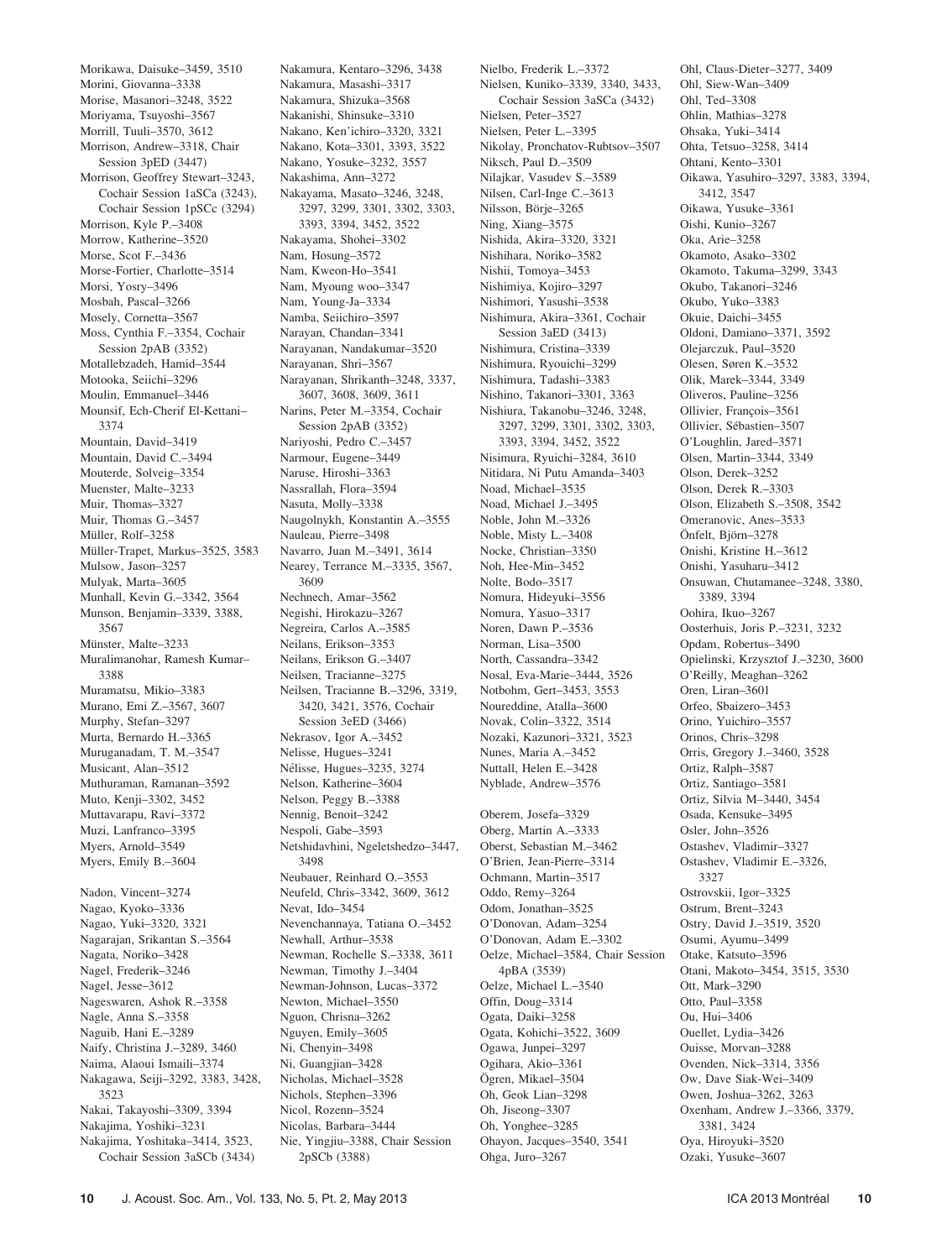Morikawa, Daisuke–3459, 3510
Morini, Giovanna–3338
Morise, Masanori–3248, 3522
Moriyama, Tsuyoshi–3567
Morrill, Tuuli–3570, 3612
Morrison, Andrew–3318, Chair Session 3pED (3447)
Morrison, Geoffrey Stewart–3243, Cochair Session 1aSCa (3243), Cochair Session 1pSCc (3294)
Morrison, Kyle P.–3408
Morrow, Katherine–3520
Morse, Scot F.–3436
Morse-Fortier, Charlotte–3514
Morsi, Yosry–3496
Mosbah, Pascal–3266
Mosely, Cornetta–3567
Moss, Cynthia F.–3354, Cochair Session 2pAB (3352)
Motallebzadeh, Hamid–3544
Motooka, Seiichi–3296
Moulin, Emmanuel–3446
Mounsif, Ech-Cherif El-Kettani–3374
Mountain, David–3419
Mountain, David C.–3494
Mouterde, Solveig–3354
Muenster, Malte–3233
Muir, Thomas–3327
Muir, Thomas G.–3457
Müller, Rolf–3258
Müller-Trapet, Markus–3525, 3583
Mulsow, Jason–3257
Mulyak, Marta–3605
Munhall, Kevin G.–3342, 3564
Munson, Benjamin–3339, 3388, 3567
Münster, Malte–3233
Muralimanohar, Ramesh Kumar–3388
Muramatsu, Mikio–3383
Murano, Emi Z.–3567, 3607
Murphy, Stefan–3297
Murta, Bernardo H.–3365
Muruganadam, T. M.–3547
Musicant, Alan–3512
Muthuraman, Ramanan–3592
Muto, Kenji–3302, 3452
Muttavarapu, Ravi–3372
Muzi, Lanfranco–3395
Myers, Arnold–3549
Myers, Emily B.–3604

Nadon, Vincent–3274
Nagao, Kyoko–3336
Nagao, Yuki–3320, 3321
Nagarajan, Srikantan S.–3564
Nagata, Noriko–3428
Nagel, Frederik–3246
Nagel, Jesse–3612
Nageswaren, Ashok R.–3358
Nagle, Anna S.–3358
Naguib, Hani E.–3289
Naify, Christina J.–3289, 3460
Naima, Alaoui Ismaili–3374
Nakagawa, Seiji–3292, 3383, 3428, 3523
Nakai, Takayoshi–3309, 3394
Nakajima, Yoshiki–3231
Nakajima, Yoshitaka–3414, 3523, Cochair Session 3aSCb (3434)
Nakamura, Kentaro–3296, 3438
Nakamura, Masashi–3317
Nakamura, Shizuka–3568
Nakanishi, Shinsuke–3310
Nakano, Ken'ichiro–3320, 3321
Nakano, Kota–3301, 3393, 3522
Nakano, Yosuke–3232, 3557
Nakashima, Ann–3272
Nakayama, Masato–3246, 3248, 3297, 3299, 3301, 3302, 3303, 3393, 3394, 3452, 3522
Nakayama, Shohei–3302
Nam, Hosung–3572
Nam, Kweon-Ho–3541
Nam, Myoung woo–3347
Nam, Young-Ja–3334
Namba, Seiichiro–3597
Narayan, Chandan–3341
Narayanan, Nandakumar–3520
Narayanan, Shri–3567
Narayanan, Shrikanth–3248, 3337, 3607, 3608, 3609, 3611
Narins, Peter M.–3354, Cochair Session 2pAB (3352)
Nariyoshi, Pedro C.–3457
Narmour, Eugene–3449
Naruse, Hiroshi–3363
Nassrallah, Flora–3594
Nasuta, Molly–3338
Naugolnykh, Konstantin A.–3555
Nauleau, Pierre–3498
Navarro, Juan M.–3491, 3614
Nearey, Terrance M.–3335, 3567, 3609
Nechnech, Amar–3562
Negishi, Hirokazu–3267
Negreira, Carlos A.–3585
Neilans, Erikson–3353
Neilans, Erikson G.–3407
Neilsen, Tracianne–3275
Neilsen, Tracianne B.–3296, 3319, 3420, 3421, 3576, Cochair Session 3eED (3466)
Nekrasov, Igor A.–3452
Nelisse, Hugues–3241
Nélisse, Hugues–3235, 3274
Nelson, Katherine–3604
Nelson, Peggy B.–3388
Nennig, Benoit–3242
Nespoli, Gabe–3593
Netshidavhini, Ngeletshedzo–3447, 3498
Neubauer, Reinhard O.–3553
Neufeld, Chris–3342, 3609, 3612
Nevat, Ido–3454
Nevenchannaya, Tatiana O.–3452
Newhall, Arthur–3538
Newman, Rochelle S.–3338, 3611
Newman, Timothy J.–3404
Newman-Johnson, Lucas–3372
Newton, Michael–3550
Nguon, Chrisna–3262
Nguyen, Emily–3605
Ni, Chenyin–3498
Ni, Guangjian–3428
Nicholas, Michael–3528
Nichols, Stephen–3396
Nicol, Rozenn–3524
Nicolas, Barbara–3444
Nie, Yingjiu–3388, Chair Session 2pSCb (3388)
Nielbo, Frederik L.–3372
Nielsen, Kuniko–3339, 3340, 3433, Cochair Session 3aSCa (3432)
Nielsen, Peter–3527
Nielsen, Peter L.–3395
Nikolay, Pronchatov-Rubtsov–3507
Niksch, Paul D.–3509
Nilajkar, Vasudev S.–3589
Nilsen, Carl-Inge C.–3613
Nilsson, Börje–3265
Ning, Xiang–3575
Nishida, Akira–3320, 3321
Nishihara, Noriko–3582
Nishii, Tomoya–3453
Nishimiya, Kojiro–3297
Nishimori, Yasushi–3538
Nishimura, Akira–3361, Cochair Session 3aED (3413)
Nishimura, Cristina–3339
Nishimura, Ryouichi–3299
Nishimura, Tadashi–3383
Nishino, Takanori–3301, 3363
Nishiura, Takanobu–3246, 3248, 3297, 3299, 3301, 3302, 3303, 3393, 3394, 3452, 3522
Nisimura, Ryuichi–3284, 3610
Nitidara, Ni Putu Amanda–3403
Noad, Michael–3535
Noad, Michael J.–3495
Noble, John M.–3326
Noble, Misty L.–3408
Nocke, Christian–3350
Noh, Hee-Min–3452
Nolte, Bodo–3517
Nomura, Hideyuki–3556
Nomura, Yasuo–3317
Noren, Dawn P.–3536
Norman, Lisa–3500
North, Cassandra–3342
Nosal, Eva-Marie–3444, 3526
Notbohm, Gert–3453, 3553
Noureddine, Atalla–3600
Novak, Colin–3322, 3514
Nozaki, Kazunori–3321, 3523
Nunes, Maria A.–3452
Nuttall, Helen E.–3428
Nyblade, Andrew–3576

Oberem, Josefa–3329
Oberg, Martin A.–3333
Oberst, Sebastian M.–3462
O'Brien, Jean-Pierre–3314
Ochmann, Martin–3517
Oddo, Remy–3264
Odom, Jonathan–3525
O'Donovan, Adam–3254
O'Donovan, Adam E.–3302
Oelze, Michael–3584, Chair Session 4pBA (3539)
Oelze, Michael L.–3540
Offin, Doug–3314
Ogata, Daiki–3258
Ogata, Kohichi–3522, 3609
Ogawa, Junpei–3297
Ogihara, Akio–3361
Ögren, Mikael–3504
Oh, Geok Lian–3298
Oh, Jiseong–3307
Oh, Yonghee–3285
Ohayon, Jacques–3540, 3541
Ohga, Juro–3267
Ohl, Claus-Dieter–3277, 3409
Ohl, Siew-Wan–3409
Ohl, Ted–3308
Ohlin, Mathias–3278
Ohsaka, Yuki–3414
Ohta, Tetsuo–3258, 3414
Ohtani, Kento–3301
Oikawa, Yasuhiro–3297, 3383, 3394, 3412, 3547
Oikawa, Yusuke–3361
Oishi, Kunio–3267
Oka, Arie–3258
Okamoto, Asako–3302
Okamoto, Takuma–3299, 3343
Okubo, Takanori–3246
Okubo, Yuko–3383
Okuie, Daichi–3455
Oldoni, Damiano–3371, 3592
Olejarczuk, Paul–3520
Olesen, Søren K.–3532
Olik, Marek–3344, 3349
Oliveros, Pauline–3256
Ollivier, François–3561
Ollivier, Sébastien–3507
O'Loughlin, Jared–3571
Olsen, Martin–3344, 3349
Olson, Derek–3252
Olson, Derek R.–3303
Olson, Elizabeth S.–3508, 3542
Omeranovic, Anes–3533
Önfelt, Björn–3278
Onishi, Kristine H.–3612
Onishi, Yasuharu–3412
Onsuwan, Chutamanee–3248, 3380, 3389, 3394
Oohira, Ikuo–3267
Oosterhuis, Joris P.–3231, 3232
Opdam, Robertus–3490
Opielinski, Krzysztof J.–3230, 3600
O'Reilly, Meaghan–3262
Oren, Liran–3601
Orfeo, Sbaizero–3453
Orino, Yuichiro–3557
Orinos, Chris–3298
Orris, Gregory J.–3460, 3528
Ortiz, Ralph–3587
Ortiz, Santiago–3581
Ortiz, Silvia M–3440, 3454
Osada, Kensuke–3495
Osler, John–3526
Ostashev, Vladimir–3327
Ostashev, Vladimir E.–3326, 3327
Ostrovskii, Igor–3325
Ostrum, Brent–3243
Ostry, David J.–3519, 3520
Osumi, Ayumu–3499
Otake, Katsuto–3596
Otani, Makoto–3454, 3515, 3530
Ott, Mark–3290
Otto, Paul–3358
Ou, Hui–3406
Ouellet, Lydia–3426
Ouisse, Morvan–3288
Ovenden, Nick–3314, 3356
Ow, Dave Siak-Wei–3409
Owen, Joshua–3262, 3263
Oxenham, Andrew J.–3366, 3379, 3381, 3424
Oya, Hiroyuki–3520
Ozaki, Yusuke–3607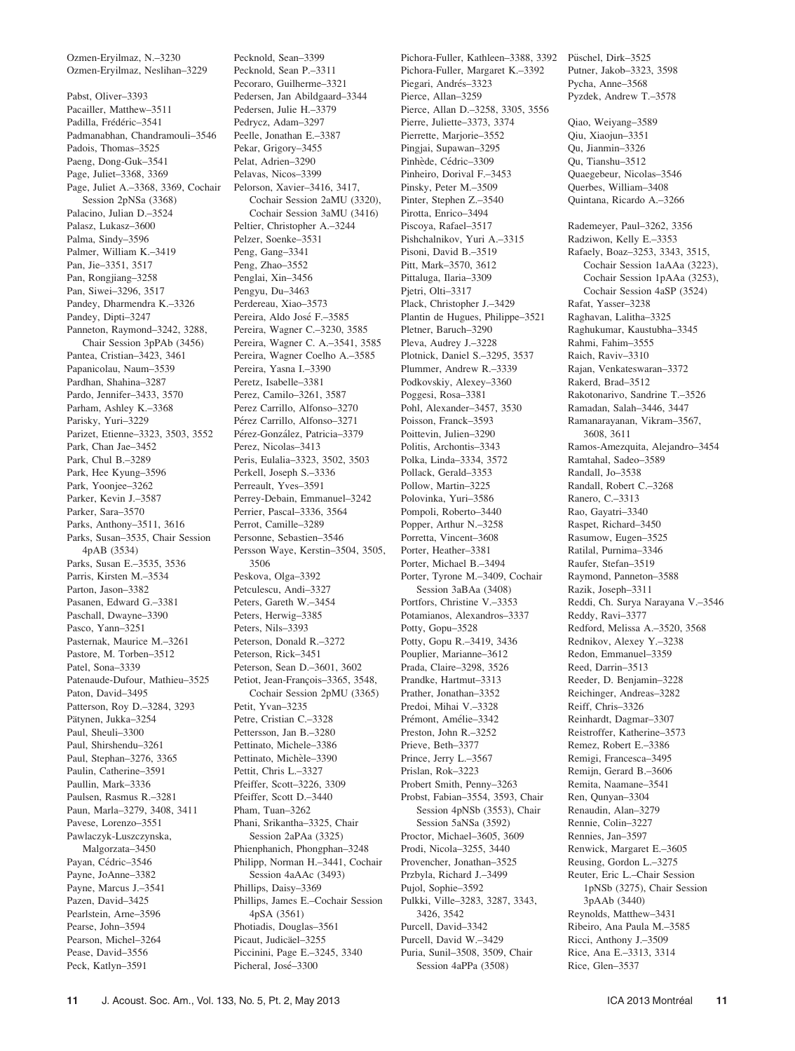Ozmen-Eryilmaz, N.–3230
Ozmen-Eryilmaz, Neslihan–3229

Pabst, Oliver–3393
Pacailler, Matthew–3511
Padilla, Frédéric–3541
Padmanabhan, Chandramouli–3546
Padois, Thomas–3525
Paeng, Dong-Guk–3541
Page, Juliet–3368, 3369
Page, Juliet A.–3368, 3369, Cochair Session 2pNSa (3368)
Palacino, Julian D.–3524
Palasz, Lukasz–3600
Palma, Sindy–3596
Palmer, William K.–3419
Pan, Jie–3351, 3517
Pan, Rongjiang–3258
Pan, Siwei–3296, 3517
Pandey, Dharmendra K.–3326
Pandey, Dipti–3247
Panneton, Raymond–3242, 3288, Chair Session 3pPAb (3456)
Pantea, Cristian–3423, 3461
Papanicolau, Naum–3539
Pardhan, Shahina–3287
Pardo, Jennifer–3433, 3570
Parham, Ashley K.–3368
Parisky, Yuri–3229
Parizet, Etienne–3323, 3503, 3552
Park, Chan Jae–3452
Park, Chul B.–3289
Park, Hee Kyung–3596
Park, Yoonjee–3262
Parker, Kevin J.–3587
Parker, Sara–3570
Parks, Anthony–3511, 3616
Parks, Susan–3535, Chair Session 4pAB (3534)
Parks, Susan E.–3535, 3536
Parris, Kirsten M.–3534
Parton, Jason–3382
Pasanen, Edward G.–3381
Paschall, Dwayne–3390
Pasco, Yann–3251
Pasternak, Maurice M.–3261
Pastore, M. Torben–3512
Patel, Sona–3339
Patenaude-Dufour, Mathieu–3525
Paton, David–3495
Patterson, Roy D.–3284, 3293
Pätynen, Jukka–3254
Paul, Sheuli–3300
Paul, Shirshendu–3261
Paul, Stephan–3276, 3365
Paulin, Catherine–3591
Paullin, Mark–3336
Paulsen, Rasmus R.–3281
Paun, Marla–3279, 3408, 3411
Pavese, Lorenzo–3551
Pawlaczyk-Luszczynska, Malgorzata–3450
Payan, Cédric–3546
Payne, JoAnne–3382
Payne, Marcus J.–3541
Pazen, David–3425
Pearlstein, Arne–3596
Pearse, John–3594
Pearson, Michel–3264
Pease, David–3556
Peck, Katlyn–3591
Pecknold, Sean–3399
Pecknold, Sean P.–3311
Pecoraro, Guilherme–3321
Pedersen, Jan Abildgaard–3344
Pedersen, Julie H.–3379
Pedrycz, Adam–3297
Peelle, Jonathan E.–3387
Pekar, Grigory–3455
Pelat, Adrien–3290
Pelavas, Nicos–3399
Pelorson, Xavier–3416, 3417, Cochair Session 2aMU (3320), Cochair Session 3aMU (3416)
Peltier, Christopher A.–3244
Pelzer, Soenke–3531
Peng, Gang–3341
Peng, Zhao–3552
Penglai, Xin–3456
Pengyu, Du–3463
Perdereau, Xiao–3573
Pereira, Aldo José F.–3585
Pereira, Wagner C.–3230, 3585
Pereira, Wagner C. A.–3541, 3585
Pereira, Wagner Coelho A.–3585
Pereira, Yasna I.–3390
Peretz, Isabelle–3381
Perez, Camilo–3261, 3587
Perez Carrillo, Alfonso–3270
Pérez Carrillo, Alfonso–3271
Pérez-González, Patricia–3379
Perez, Nicolas–3413
Peris, Eulalia–3323, 3502, 3503
Perkell, Joseph S.–3336
Perreault, Yves–3591
Perrey-Debain, Emmanuel–3242
Perrier, Pascal–3336, 3564
Perrot, Camille–3289
Personne, Sebastien–3546
Persson Waye, Kerstin–3504, 3505, 3506
Peskova, Olga–3392
Petculescu, Andi–3327
Peters, Gareth W.–3454
Peters, Herwig–3385
Peters, Nils–3393
Peterson, Donald R.–3272
Peterson, Rick–3451
Peterson, Sean D.–3601, 3602
Petiot, Jean-François–3365, 3548, Cochair Session 2pMU (3365)
Petit, Yvan–3235
Petre, Cristian C.–3328
Pettersson, Jan B.–3280
Pettinato, Michele–3386
Pettinato, Michèle–3390
Pettit, Chris L.–3327
Pfeiffer, Scott–3226, 3309
Pfeiffer, Scott D.–3440
Pham, Tuan–3262
Phani, Srikantha–3325, Chair Session 2aPAa (3325)
Phienphanich, Phongphan–3248
Philipp, Norman H.–3441, Cochair Session 4aAAc (3493)
Phillips, Daisy–3369
Phillips, James E.–Cochair Session 4pSA (3561)
Photiadis, Douglas–3561
Picaut, Judicaël–3255
Piccinini, Page E.–3245, 3340
Picheral, José–3300
Pichora-Fuller, Kathleen–3388, 3392
Pichora-Fuller, Margaret K.–3392
Piegari, Andrés–3323
Pierce, Allan–3259
Pierce, Allan D.–3258, 3305, 3556
Pierre, Juliette–3373, 3374
Pierrette, Marjorie–3552
Pingjai, Supawan–3295
Pinhède, Cédric–3309
Pinheiro, Dorival F.–3453
Pinsky, Peter M.–3509
Pinter, Stephen Z.–3540
Pirotta, Enrico–3494
Piscoya, Rafael–3517
Pishchalnikov, Yuri A.–3315
Pisoni, David B.–3519
Pitt, Mark–3570, 3612
Pittaluga, Ilaria–3309
Pjetri, Olti–3317
Plack, Christopher J.–3429
Plantin de Hugues, Philippe–3521
Pletner, Baruch–3290
Pleva, Audrey J.–3228
Plotnick, Daniel S.–3295, 3537
Plummer, Andrew R.–3339
Podkovskiy, Alexey–3360
Poggesi, Rosa–3381
Pohl, Alexander–3457, 3530
Poisson, Franck–3593
Poittevin, Julien–3290
Politis, Archontis–3343
Polka, Linda–3334, 3572
Pollack, Gerald–3353
Pollow, Martin–3225
Polovinka, Yuri–3586
Pompoli, Roberto–3440
Popper, Arthur N.–3258
Porretta, Vincent–3608
Porter, Heather–3381
Porter, Michael B.–3494
Porter, Tyrone M.–3409, Cochair Session 3aBAa (3408)
Portfors, Christine V.–3353
Potamianos, Alexandros–3337
Potty, Gopu–3528
Potty, Gopu R.–3419, 3436
Pouplier, Marianne–3612
Prada, Claire–3298, 3526
Prandke, Hartmut–3313
Prather, Jonathan–3352
Predoi, Mihai V.–3328
Prémont, Amélie–3342
Preston, John R.–3252
Prieve, Beth–3377
Prince, Jerry L.–3567
Prislan, Rok–3223
Probert Smith, Penny–3263
Probst, Fabian–3554, 3593, Chair Session 4pNSb (3553), Chair Session 5aNSa (3592)
Proctor, Michael–3605, 3609
Prodi, Nicola–3255, 3440
Provencher, Jonathan–3525
Przbyla, Richard J.–3499
Pujol, Sophie–3592
Pulkki, Ville–3283, 3287, 3343, 3426, 3542
Purcell, David–3342
Purcell, David W.–3429
Puria, Sunil–3508, 3509, Chair Session 4aPPa (3508)
Püschel, Dirk–3525
Putner, Jakob–3323, 3598
Pycha, Anne–3568
Pyzdek, Andrew T.–3578

Qiao, Weiyang–3589
Qiu, Xiaojun–3351
Qu, Jianmin–3326
Qu, Tianshu–3512
Quaegebeur, Nicolas–3546
Querbes, William–3408
Quintana, Ricardo A.–3266

Rademeyer, Paul–3262, 3356
Radziwon, Kelly E.–3353
Rafaely, Boaz–3253, 3343, 3515, Cochair Session 1aAAa (3223), Cochair Session 1pAAa (3253), Cochair Session 4aSP (3524)
Rafat, Yasser–3238
Raghavan, Lalitha–3325
Raghukumar, Kaustubha–3345
Rahmi, Fahim–3555
Raich, Raviv–3310
Rajan, Venkateswaran–3372
Rakerd, Brad–3512
Rakotonarivo, Sandrine T.–3526
Ramadan, Salah–3446, 3447
Ramanarayanan, Vikram–3567, 3608, 3611
Ramos-Amezquita, Alejandro–3454
Ramtahal, Sadeo–3589
Randall, Jo–3538
Randall, Robert C.–3268
Ranero, C.–3313
Rao, Gayatri–3340
Raspet, Richard–3450
Rasumow, Eugen–3525
Ratilal, Purnima–3346
Raufer, Stefan–3519
Raymond, Panneton–3588
Razik, Joseph–3311
Reddi, Ch. Surya Narayana V.–3546
Reddy, Ravi–3377
Redford, Melissa A.–3520, 3568
Rednikov, Alexey Y.–3238
Redon, Emmanuel–3359
Reed, Darrin–3513
Reeder, D. Benjamin–3228
Reichinger, Andreas–3282
Reiff, Chris–3326
Reinhardt, Dagmar–3307
Reistroffer, Katherine–3573
Remez, Robert E.–3386
Remigi, Francesca–3495
Remijn, Gerard B.–3606
Remita, Naamane–3541
Ren, Qunyan–3304
Renaudin, Alan–3279
Rennie, Colin–3227
Rennies, Jan–3597
Renwick, Margaret E.–3605
Reusing, Gordon L.–3275
Reuter, Eric L.–Chair Session 1pNSb (3275), Chair Session 3pAAb (3440)
Reynolds, Matthew–3431
Ribeiro, Ana Paula M.–3585
Ricci, Anthony J.–3509
Rice, Ana E.–3313, 3314
Rice, Glen–3537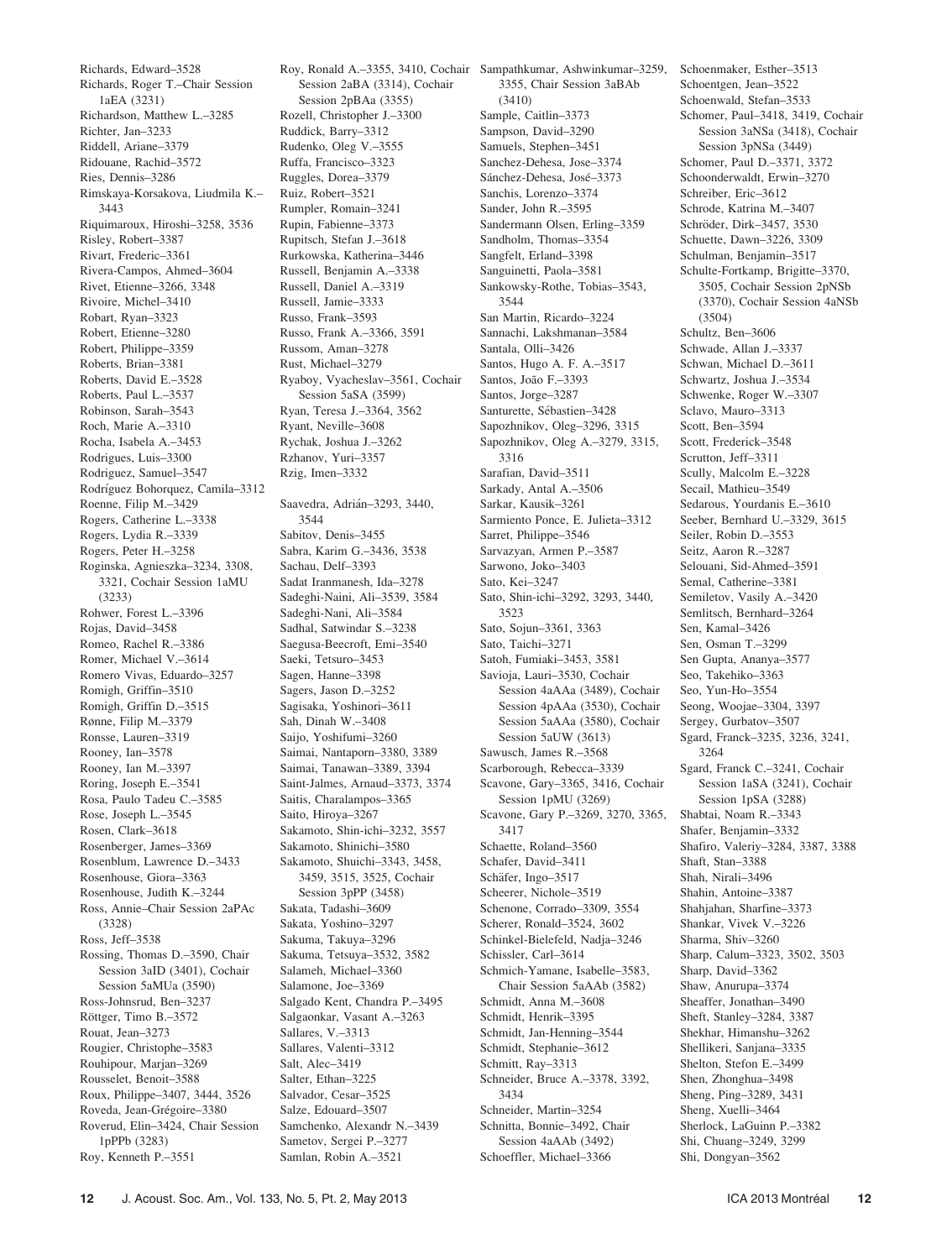Richards, Edward–3528
Richards, Roger T.–Chair Session 1aEA (3231)
Richardson, Matthew L.–3285
Richter, Jan–3233
Riddell, Ariane–3379
Ridouane, Rachid–3572
Ries, Dennis–3286
Rimskaya-Korsakova, Liudmila K.–3443
Riquimaroux, Hiroshi–3258, 3536
Risley, Robert–3387
Rivart, Frederic–3361
Rivera-Campos, Ahmed–3604
Rivet, Etienne–3266, 3348
Rivoire, Michel–3410
Robart, Ryan–3323
Robert, Etienne–3280
Robert, Philippe–3359
Roberts, Brian–3381
Roberts, David E.–3528
Roberts, Paul L.–3537
Robinson, Sarah–3543
Roch, Marie A.–3310
Rocha, Isabela A.–3453
Rodrigues, Luis–3300
Rodriguez, Samuel–3547
Rodríguez Bohorquez, Camila–3312
Roenne, Filip M.–3429
Rogers, Catherine L.–3338
Rogers, Lydia R.–3339
Rogers, Peter H.–3258
Roginska, Agnieszka–3234, 3308, 3321, Cochair Session 1aMU (3233)
Rohwer, Forest L.–3396
Rojas, David–3458
Romeo, Rachel R.–3386
Romer, Michael V.–3614
Romero Vivas, Eduardo–3257
Romigh, Griffin–3510
Romigh, Griffin D.–3515
Rønne, Filip M.–3379
Ronsse, Lauren–3319
Rooney, Ian–3578
Rooney, Ian M.–3397
Roring, Joseph E.–3541
Rosa, Paulo Tadeu C.–3585
Rose, Joseph L.–3545
Rosen, Clark–3618
Rosenberger, James–3369
Rosenblum, Lawrence D.–3433
Rosenhouse, Giora–3363
Rosenhouse, Judith K.–3244
Ross, Annie–Chair Session 2aPAc (3328)
Ross, Jeff–3538
Rossing, Thomas D.–3590, Chair Session 3aID (3401), Cochair Session 5aMUa (3590)
Ross-Johnsrud, Ben–3237
Röttger, Timo B.–3572
Rouat, Jean–3273
Rougier, Christophe–3583
Rouhipour, Marjan–3269
Rousselet, Benoit–3588
Roux, Philippe–3407, 3444, 3526
Roveda, Jean-Grégoire–3380
Roverud, Elin–3424, Chair Session 1pPPb (3283)
Roy, Kenneth P.–3551
Roy, Ronald A.–3355, 3410, Cochair Session 2aBA (3314), Cochair Session 2pBAa (3355)
Rozell, Christopher J.–3300
Ruddick, Barry–3312
Rudenko, Oleg V.–3555
Ruffa, Francisco–3323
Ruggles, Dorea–3379
Ruiz, Robert–3521
Rumpler, Romain–3241
Rupin, Fabienne–3373
Rupitsch, Stefan J.–3618
Rurkowska, Katherina–3446
Russell, Benjamin A.–3338
Russell, Daniel A.–3319
Russell, Jamie–3333
Russo, Frank–3593
Russo, Frank A.–3366, 3591
Russom, Aman–3278
Rust, Michael–3279
Ryaboy, Vyacheslav–3561, Cochair Session 5aSA (3599)
Ryan, Teresa J.–3364, 3562
Ryant, Neville–3608
Rychak, Joshua J.–3262
Rzhanov, Yuri–3357
Rzig, Imen–3332

Saavedra, Adrián–3293, 3440, 3544
Sabitov, Denis–3455
Sabra, Karim G.–3436, 3538
Sachau, Delf–3393
Sadat Iranmanesh, Ida–3278
Sadeghi-Naini, Ali–3539, 3584
Sadeghi-Nani, Ali–3584
Sadhal, Satwindar S.–3238
Saegusa-Beecroft, Emi–3540
Saeki, Tetsuro–3453
Sagen, Hanne–3398
Sagers, Jason D.–3252
Sagisaka, Yoshinori–3611
Sah, Dinah W.–3408
Saijo, Yoshifumi–3260
Saimai, Nantaporn–3380, 3389
Saimai, Tanawan–3389, 3394
Saint-Jalmes, Arnaud–3373, 3374
Saitis, Charalampos–3365
Saito, Hiroya–3267
Sakamoto, Shin-ichi–3232, 3557
Sakamoto, Shinichi–3580
Sakamoto, Shuichi–3343, 3458, 3459, 3515, 3525, Cochair Session 3pPP (3458)
Sakata, Tadashi–3609
Sakata, Yoshino–3297
Sakuma, Takuya–3296
Sakuma, Tetsuya–3532, 3582
Salameh, Michael–3360
Salamone, Joe–3369
Salgado Kent, Chandra P.–3495
Salgaonkar, Vasant A.–3263
Sallares, V.–3313
Sallares, Valenti–3312
Salt, Alec–3419
Salter, Ethan–3225
Salvador, Cesar–3525
Salze, Edouard–3507
Samchenko, Alexandr N.–3439
Sametov, Sergei P.–3277
Samlan, Robin A.–3521
Sampathkumar, Ashwinkumar–3259, 3355, Chair Session 3aBAb (3410)
Sample, Caitlin–3373
Sampson, David–3290
Samuels, Stephen–3451
Sanchez-Dehesa, Jose–3374
Sánchez-Dehesa, José–3373
Sanchis, Lorenzo–3374
Sander, John R.–3595
Sandermann Olsen, Erling–3359
Sandholm, Thomas–3354
Sangfelt, Erland–3398
Sanguinetti, Paola–3581
Sankowsky-Rothe, Tobias–3543, 3544
San Martin, Ricardo–3224
Sannachi, Lakshmanan–3584
Santala, Olli–3426
Santos, Hugo A. F. A.–3517
Santos, João F.–3393
Santos, Jorge–3287
Santurette, Sébastien–3428
Sapozhnikov, Oleg–3296, 3315
Sapozhnikov, Oleg A.–3279, 3315, 3316
Sarafian, David–3511
Sarkady, Antal A.–3506
Sarkar, Kausik–3261
Sarmiento Ponce, E. Julieta–3312
Sarret, Philippe–3546
Sarvazyan, Armen P.–3587
Sarwono, Joko–3403
Sato, Kei–3247
Sato, Shin-ichi–3292, 3293, 3440, 3523
Sato, Sojun–3361, 3363
Sato, Taichi–3271
Satoh, Fumiaki–3453, 3581
Savioja, Lauri–3530, Cochair Session 4aAAa (3489), Cochair Session 4pAAa (3530), Cochair Session 5aAAa (3580), Cochair Session 5aUW (3613)
Sawusch, James R.–3568
Scarborough, Rebecca–3339
Scavone, Gary–3365, 3416, Cochair Session 1pMU (3269)
Scavone, Gary P.–3269, 3270, 3365, 3417
Schaette, Roland–3560
Schafer, David–3411
Schäfer, Ingo–3517
Scheerer, Nichole–3519
Schenone, Corrado–3309, 3554
Scherer, Ronald–3524, 3602
Schinkel-Bielefeld, Nadja–3246
Schissler, Carl–3614
Schmich-Yamane, Isabelle–3583, Chair Session 5aAAb (3582)
Schmidt, Anna M.–3608
Schmidt, Henrik–3395
Schmidt, Jan-Henning–3544
Schmidt, Stephanie–3612
Schmitt, Ray–3313
Schneider, Bruce A.–3378, 3392, 3434
Schneider, Martin–3254
Schnitta, Bonnie–3492, Chair Session 4aAAb (3492)
Schoeffler, Michael–3366
Schoenmaker, Esther–3513
Schoentgen, Jean–3522
Schoenwald, Stefan–3533
Schomer, Paul–3418, 3419, Cochair Session 3aNSa (3418), Cochair Session 3pNSa (3449)
Schomer, Paul D.–3371, 3372
Schoonderwaldt, Erwin–3270
Schreiber, Eric–3612
Schrode, Katrina M.–3407
Schröder, Dirk–3457, 3530
Schuette, Dawn–3226, 3309
Schulman, Benjamin–3517
Schulte-Fortkamp, Brigitte–3370, 3505, Cochair Session 2pNSb (3370), Cochair Session 4aNSb (3504)
Schultz, Ben–3606
Schwade, Allan J.–3337
Schwan, Michael D.–3611
Schwartz, Joshua J.–3534
Schwenke, Roger W.–3307
Sclavo, Mauro–3313
Scott, Ben–3594
Scott, Frederick–3548
Scrutton, Jeff–3311
Scully, Malcolm E.–3228
Secail, Mathieu–3549
Sedarous, Yourdanis E.–3610
Seeber, Bernhard U.–3329, 3615
Seiler, Robin D.–3553
Seitz, Aaron R.–3287
Selouani, Sid-Ahmed–3591
Semal, Catherine–3381
Semiletov, Vasily A.–3420
Semlitsch, Bernhard–3264
Sen, Kamal–3426
Sen, Osman T.–3299
Sen Gupta, Ananya–3577
Seo, Takehiko–3363
Seo, Yun-Ho–3554
Seong, Woojae–3304, 3397
Sergey, Gurbatov–3507
Sgard, Franck–3235, 3236, 3241, 3264
Sgard, Franck C.–3241, Cochair Session 1aSA (3241), Cochair Session 1pSA (3288)
Shabtai, Noam R.–3343
Shafer, Benjamin–3332
Shafiro, Valeriy–3284, 3387, 3388
Shaft, Stan–3388
Shah, Nirali–3496
Shahin, Antoine–3387
Shahjahan, Sharfine–3373
Shankar, Vivek V.–3226
Sharma, Shiv–3260
Sharp, Calum–3323, 3502, 3503
Sharp, David–3362
Shaw, Anurupa–3374
Sheaffer, Jonathan–3490
Sheft, Stanley–3284, 3387
Shekhar, Himanshu–3262
Shellikeri, Sanjana–3335
Shelton, Stefon E.–3499
Shen, Zhonghua–3498
Sheng, Ping–3289, 3431
Sheng, Xuelli–3464
Sherlock, LaGuinn P.–3382
Shi, Chuang–3249, 3299
Shi, Dongyan–3562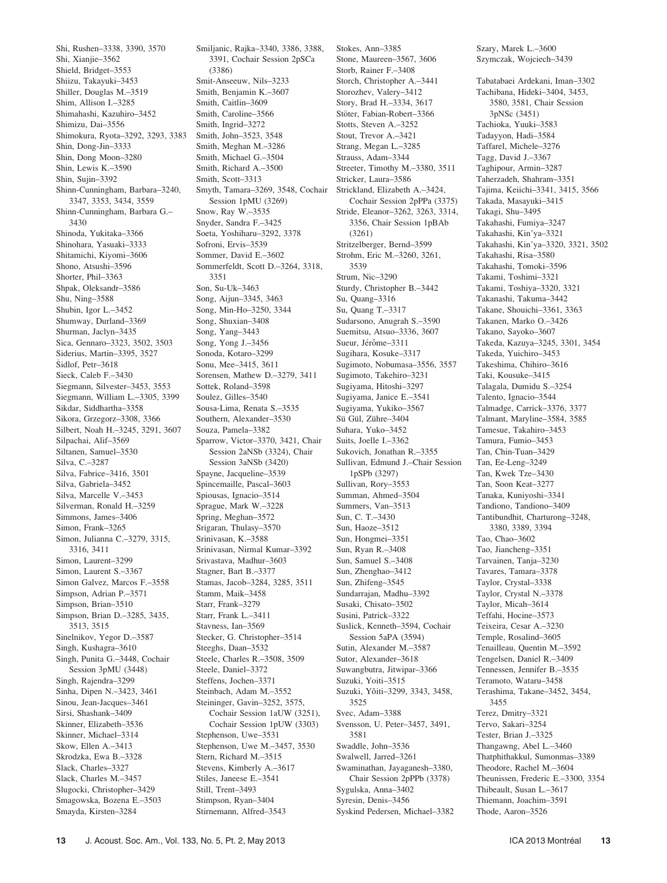Shi, Rushen–3338, 3390, 3570
Shi, Xianjie–3562
Shield, Bridget–3553
Shiizu, Takayuki–3453
Shiller, Douglas M.–3519
Shim, Allison I.–3285
Shimahashi, Kazuhiro–3452
Shimizu, Dai–3556
Shimokura, Ryota–3292, 3293, 3383
Shin, Dong-Jin–3333
Shin, Dong Moon–3280
Shin, Lewis K.–3590
Shin, Sujin–3392
Shinn-Cunningham, Barbara–3240, 3347, 3353, 3434, 3559
Shinn-Cunningham, Barbara G.–3430
Shinoda, Yukitaka–3366
Shinohara, Yasuaki–3333
Shitamichi, Kiyomi–3606
Shono, Atsushi–3596
Shorter, Phil–3363
Shpak, Oleksandr–3586
Shu, Ning–3588
Shubin, Igor L.–3452
Shumway, Durland–3369
Shurman, Jaclyn–3435
Sica, Gennaro–3323, 3502, 3503
Siderius, Martin–3395, 3527
Šidlof, Petr–3618
Sieck, Caleb F.–3430
Siegmann, Silvester–3453, 3553
Siegmann, William L.–3305, 3399
Sikdar, Siddhartha–3358
Sikora, Grzegorz–3308, 3366
Silbert, Noah H.–3245, 3291, 3607
Silpachai, Alif–3569
Siltanen, Samuel–3530
Silva, C.–3287
Silva, Fabrice–3416, 3501
Silva, Gabriela–3452
Silva, Marcelle V.–3453
Silverman, Ronald H.–3259
Simmons, James–3406
Simon, Frank–3265
Simon, Julianna C.–3279, 3315, 3316, 3411
Simon, Laurent–3299
Simon, Laurent S.–3367
Simon Galvez, Marcos F.–3558
Simpson, Adrian P.–3571
Simpson, Brian–3510
Simpson, Brian D.–3285, 3435, 3513, 3515
Sinelnikov, Yegor D.–3587
Singh, Kushagra–3610
Singh, Punita G.–3448, Cochair Session 3pMU (3448)
Singh, Rajendra–3299
Sinha, Dipen N.–3423, 3461
Sinou, Jean-Jacques–3461
Sirsi, Shashank–3409
Skinner, Elizabeth–3536
Skinner, Michael–3314
Skow, Ellen A.–3413
Skrodzka, Ewa B.–3328
Slack, Charles–3327
Slack, Charles M.–3457
Slugocki, Christopher–3429
Smagowska, Bozena E.–3503
Smayda, Kirsten–3284
Smiljanic, Rajka–3340, 3386, 3388, 3391, Cochair Session 2pSCa (3386)
Smit-Anseeuw, Nils–3233
Smith, Benjamin K.–3607
Smith, Caitlin–3609
Smith, Caroline–3566
Smith, Ingrid–3272
Smith, John–3523, 3548
Smith, Meghan M.–3286
Smith, Michael G.–3504
Smith, Richard A.–3500
Smith, Scott–3313
Smyth, Tamara–3269, 3548, Cochair Session 1pMU (3269)
Snow, Ray W.–3535
Snyder, Sandra F.–3425
Soeta, Yoshiharu–3292, 3378
Sofroni, Ervis–3539
Sommer, David E.–3602
Sommerfeldt, Scott D.–3264, 3318, 3351
Son, Su-Uk–3463
Song, Aijun–3345, 3463
Song, Min-Ho–3250, 3344
Song, Shuxian–3408
Song, Yang–3443
Song, Yong J.–3456
Sonoda, Kotaro–3299
Sonu, Mee–3415, 3611
Sorensen, Mathew D.–3279, 3411
Sottek, Roland–3598
Soulez, Gilles–3540
Sousa-Lima, Renata S.–3535
Southern, Alexander–3530
Souza, Pamela–3382
Sparrow, Victor–3370, 3421, Chair Session 2aNSb (3324), Chair Session 3aNSb (3420)
Spayne, Jacqueline–3539
Spincemaille, Pascal–3603
Spiousas, Ignacio–3514
Sprague, Mark W.–3228
Spring, Meghan–3572
Srigaran, Thulasy–3570
Srinivasan, K.–3588
Srinivasan, Nirmal Kumar–3392
Srivastava, Madhur–3603
Stagner, Bart B.–3377
Stamas, Jacob–3284, 3285, 3511
Stamm, Maik–3458
Starr, Frank–3279
Starr, Frank L.–3411
Stavness, Ian–3569
Stecker, G. Christopher–3514
Steeghs, Daan–3532
Steele, Charles R.–3508, 3509
Steele, Daniel–3372
Steffens, Jochen–3371
Steinbach, Adam M.–3552
Steininger, Gavin–3252, 3575, Cochair Session 1aUW (3251), Cochair Session 1pUW (3303)
Stephenson, Uwe–3531
Stephenson, Uwe M.–3457, 3530
Stern, Richard M.–3515
Stevens, Kimberly A.–3617
Stiles, Janeese E.–3541
Still, Trent–3493
Stimpson, Ryan–3404
Stirnemann, Alfred–3543
Stokes, Ann–3385
Stone, Maureen–3567, 3606
Storb, Rainer F.–3408
Storch, Christopher A.–3441
Storozhev, Valery–3412
Story, Brad H.–3334, 3617
Stöter, Fabian-Robert–3366
Stotts, Steven A.–3252
Stout, Trevor A.–3421
Strang, Megan L.–3285
Strauss, Adam–3344
Streeter, Timothy M.–3380, 3511
Stricker, Laura–3586
Strickland, Elizabeth A.–3424, Cochair Session 2pPPa (3375)
Stride, Eleanor–3262, 3263, 3314, 3356, Chair Session 1pBAb (3261)
Stritzelberger, Bernd–3599
Strohm, Eric M.–3260, 3261, 3539
Strum, Nic–3290
Sturdy, Christopher B.–3442
Su, Quang–3316
Su, Quang T.–3317
Sudarsono, Anugrah S.–3590
Suemitsu, Atsuo–3336, 3607
Sueur, Jérôme–3311
Sugihara, Kosuke–3317
Sugimoto, Nobumasa–3556, 3557
Sugimoto, Takehiro–3231
Sugiyama, Hitoshi–3297
Sugiyama, Janice E.–3541
Sugiyama, Yukiko–3567
Sü Gül, Zühre–3404
Suhara, Yuko–3452
Suits, Joelle I.–3362
Sukovich, Jonathan R.–3355
Sullivan, Edmund J.–Chair Session 1pSPb (3297)
Sullivan, Rory–3553
Summan, Ahmed–3504
Summers, Van–3513
Sun, C. T.–3430
Sun, Haoze–3512
Sun, Hongmei–3351
Sun, Ryan R.–3408
Sun, Samuel S.–3408
Sun, Zhenghao–3412
Sun, Zhifeng–3545
Sundarrajan, Madhu–3392
Susaki, Chisato–3502
Susini, Patrick–3322
Suslick, Kenneth–3594, Cochair Session 5aPA (3594)
Sutin, Alexander M.–3587
Sutor, Alexander–3618
Suwangbutra, Jitwipar–3366
Suzuki, Yoiti–3515
Suzuki, Yôiti–3299, 3343, 3458, 3525
Svec, Adam–3388
Svensson, U. Peter–3457, 3491, 3581
Swaddle, John–3536
Swalwell, Jarred–3261
Swaminathan, Jayaganesh–3380, Chair Session 2pPPb (3378)
Sygulska, Anna–3402
Syresin, Denis–3456
Syskind Pedersen, Michael–3382
Szary, Marek L.–3600
Szymczak, Wojciech–3439

Tabatabaei Ardekani, Iman–3302
Tachibana, Hideki–3404, 3453, 3580, 3581, Chair Session 3pNSc (3451)
Tachioka, Yuuki–3583
Tadayyon, Hadi–3584
Taffarel, Michele–3276
Tagg, David J.–3367
Taghipour, Armin–3287
Taherzadeh, Shahram–3351
Tajima, Keiichi–3341, 3415, 3566
Takada, Masayuki–3415
Takagi, Shu–3495
Takahashi, Fumiya–3247
Takahashi, Kin'ya–3321
Takahashi, Kin'ya–3320, 3321, 3502
Takahashi, Risa–3580
Takahashi, Tomoki–3596
Takami, Toshimi–3321
Takami, Toshiya–3320, 3321
Takanashi, Takuma–3442
Takane, Shouichi–3361, 3363
Takanen, Marko O.–3426
Takano, Sayoko–3607
Takeda, Kazuya–3245, 3301, 3454
Takeda, Yuichiro–3453
Takeshima, Chihiro–3616
Taki, Kousuke–3415
Talagala, Dumidu S.–3254
Talento, Ignacio–3544
Talmadge, Carrick–3376, 3377
Talmant, Maryline–3584, 3585
Tamesue, Takahiro–3453
Tamura, Fumio–3453
Tan, Chin-Tuan–3429
Tan, Ee-Leng–3249
Tan, Kwek Tze–3430
Tan, Soon Keat–3277
Tanaka, Kuniyoshi–3341
Tandiono, Tandiono–3409
Tantibundhit, Charturong–3248, 3380, 3389, 3394
Tao, Chao–3602
Tao, Jiancheng–3351
Tarvainen, Tanja–3230
Tavares, Tamara–3378
Taylor, Crystal–3338
Taylor, Crystal N.–3378
Taylor, Micah–3614
Teffahi, Hocine–3573
Teixeira, Cesar A.–3230
Temple, Rosalind–3605
Tenailleau, Quentin M.–3592
Tengelsen, Daniel R.–3409
Tennessen, Jennifer B.–3535
Teramoto, Wataru–3458
Terashima, Takane–3452, 3454, 3455
Terez, Dmitry–3321
Tervo, Sakari–3254
Tester, Brian J.–3325
Thangawng, Abel L.–3460
Thatphithakkul, Sumonmas–3389
Theodore, Rachel M.–3604
Theunissen, Frederic E.–3300, 3354
Thibeault, Susan L.–3617
Thiemann, Joachim–3591
Thode, Aaron–3526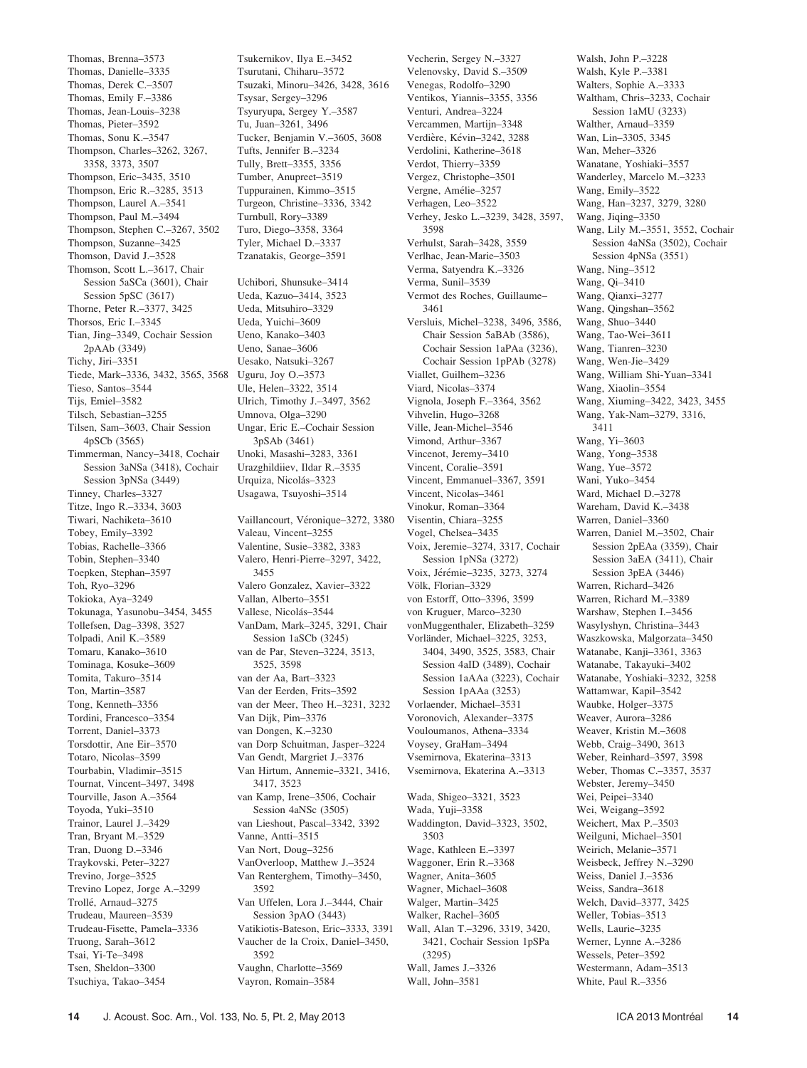Thomas, Brenna–3573
Thomas, Danielle–3335
Thomas, Derek C.–3507
Thomas, Emily F.–3386
Thomas, Jean-Louis–3238
Thomas, Pieter–3592
Thomas, Sonu K.–3547
Thompson, Charles–3262, 3267, 3358, 3373, 3507
Thompson, Eric–3435, 3510
Thompson, Eric R.–3285, 3513
Thompson, Laurel A.–3541
Thompson, Paul M.–3494
Thompson, Stephen C.–3267, 3502
Thompson, Suzanne–3425
Thomson, David J.–3528
Thomson, Scott L.–3617, Chair Session 5aSCa (3601), Chair Session 5pSC (3617)
Thorne, Peter R.–3377, 3425
Thorsos, Eric I.–3345
Tian, Jing–3349, Cochair Session 2pAAb (3349)
Tichy, Jiri–3351
Tiede, Mark–3336, 3432, 3565, 3568
Tieso, Santos–3544
Tijs, Emiel–3582
Tilsch, Sebastian–3255
Tilsen, Sam–3603, Chair Session 4pSCb (3565)
Timmerman, Nancy–3418, Cochair Session 3aNSa (3418), Cochair Session 3pNSa (3449)
Tinney, Charles–3327
Titze, Ingo R.–3334, 3603
Tiwari, Nachiketa–3610
Tobey, Emily–3392
Tobias, Rachelle–3366
Tobin, Stephen–3340
Toepken, Stephan–3597
Toh, Ryo–3296
Tokioka, Aya–3249
Tokunaga, Yasunobu–3454, 3455
Tollefsen, Dag–3398, 3527
Tolpadi, Anil K.–3589
Tomaru, Kanako–3610
Tominaga, Kosuke–3609
Tomita, Takuro–3514
Ton, Martin–3587
Tong, Kenneth–3356
Tordini, Francesco–3354
Torrent, Daniel–3373
Torsdottir, Ane Eir–3570
Totaro, Nicolas–3599
Tourbabin, Vladimir–3515
Tournat, Vincent–3497, 3498
Tourville, Jason A.–3564
Toyoda, Yuki–3510
Trainor, Laurel J.–3429
Tran, Bryant M.–3529
Tran, Duong D.–3346
Traykovski, Peter–3227
Trevino, Jorge–3525
Trevino Lopez, Jorge A.–3299
Trollé, Arnaud–3275
Trudeau, Maureen–3539
Trudeau-Fisette, Pamela–3336
Truong, Sarah–3612
Tsai, Yi-Te–3498
Tsen, Sheldon–3300
Tsuchiya, Takao–3454
Tsukernikov, Ilya E.–3452
Tsurutani, Chiharu–3572
Tsuzaki, Minoru–3426, 3428, 3616
Tsysar, Sergey–3296
Tsyuryupa, Sergey Y.–3587
Tu, Juan–3261, 3496
Tucker, Benjamin V.–3605, 3608
Tufts, Jennifer B.–3234
Tully, Brett–3355, 3356
Tumber, Anupreet–3519
Tuppurainen, Kimmo–3515
Turgeon, Christine–3336, 3342
Turnbull, Rory–3389
Turo, Diego–3358, 3364
Tyler, Michael D.–3337
Tzanatakis, George–3591

Uchibori, Shunsuke–3414
Ueda, Kazuo–3414, 3523
Ueda, Mitsuhiro–3329
Ueda, Yuichi–3609
Ueno, Kanako–3403
Ueno, Sanae–3606
Uesako, Natsuki–3267
Uguru, Joy O.–3573
Ule, Helen–3322, 3514
Ulrich, Timothy J.–3497, 3562
Umnova, Olga–3290
Ungar, Eric E.–Cochair Session 3pSAb (3461)
Unoki, Masashi–3283, 3361
Urazghildiiev, Ildar R.–3535
Urquiza, Nicolás–3323
Usagawa, Tsuyoshi–3514

Vaillancourt, Véronique–3272, 3380
Valeau, Vincent–3255
Valentine, Susie–3382, 3383
Valero, Henri-Pierre–3297, 3422, 3455
Valero Gonzalez, Xavier–3322
Vallan, Alberto–3551
Vallese, Nicolás–3544
VanDam, Mark–3245, 3291, Chair Session 1aSCb (3245)
van de Par, Steven–3224, 3513, 3525, 3598
van der Aa, Bart–3323
Van der Eerden, Frits–3592
van der Meer, Theo H.–3231, 3232
Van Dijk, Pim–3376
van Dongen, K.–3230
van Dorp Schuitman, Jasper–3224
Van Gendt, Margriet J.–3376
Van Hirtum, Annemie–3321, 3416, 3417, 3523
van Kamp, Irene–3506, Cochair Session 4aNSc (3505)
van Lieshout, Pascal–3342, 3392
Vanne, Antti–3515
Van Nort, Doug–3256
VanOverloop, Matthew J.–3524
Van Renterghem, Timothy–3450, 3592
Van Uffelen, Lora J.–3444, Chair Session 3pAO (3443)
Vatikiotis-Bateson, Eric–3333, 3391
Vaucher de la Croix, Daniel–3450, 3592
Vaughn, Charlotte–3569
Vayron, Romain–3584
Vecherin, Sergey N.–3327
Velenovsky, David S.–3509
Venegas, Rodolfo–3290
Ventikos, Yiannis–3355, 3356
Venturi, Andrea–3224
Vercammen, Martijn–3348
Verdière, Kévin–3242, 3288
Verdolini, Katherine–3618
Verdot, Thierry–3359
Vergez, Christophe–3501
Vergne, Amélie–3257
Verhagen, Leo–3522
Verhey, Jesko L.–3239, 3428, 3597, 3598
Verhulst, Sarah–3428, 3559
Verlhac, Jean-Marie–3503
Verma, Satyendra K.–3326
Verma, Sunil–3539
Vermot des Roches, Guillaume–3461
Versluis, Michel–3238, 3496, 3586, Chair Session 5aBAb (3586), Cochair Session 1aPAa (3236), Cochair Session 1pPAb (3278)
Viallet, Guilhem–3236
Viard, Nicolas–3374
Vignola, Joseph F.–3364, 3562
Vihvelin, Hugo–3268
Ville, Jean-Michel–3546
Vimond, Arthur–3367
Vincenot, Jeremy–3410
Vincent, Coralie–3591
Vincent, Emmanuel–3367, 3591
Vincent, Nicolas–3461
Vinokur, Roman–3364
Visentin, Chiara–3255
Vogel, Chelsea–3435
Voix, Jeremie–3274, 3317, Cochair Session 1pNSa (3272)
Voix, Jérémie–3235, 3273, 3274
Völk, Florian–3329
von Estorff, Otto–3396, 3599
von Kruguer, Marco–3230
vonMuggenthaler, Elizabeth–3259
Vorländer, Michael–3225, 3253, 3404, 3490, 3525, 3583, Chair Session 4aID (3489), Cochair Session 1aAAa (3223), Cochair Session 1pAAa (3253)
Vorlaender, Michael–3531
Voronovich, Alexander–3375
Vouloumanos, Athena–3334
Voysey, GraHam–3494
Vsemirnova, Ekaterina–3313
Vsemirnova, Ekaterina A.–3313

Wada, Shigeo–3321, 3523
Wada, Yuji–3358
Waddington, David–3323, 3502, 3503
Wage, Kathleen E.–3397
Waggoner, Erin R.–3368
Wagner, Anita–3605
Wagner, Michael–3608
Walger, Martin–3425
Walker, Rachel–3605
Wall, Alan T.–3296, 3319, 3420, 3421, Cochair Session 1pSPa (3295)
Wall, James J.–3326
Wall, John–3581
Walsh, John P.–3228
Walsh, Kyle P.–3381
Walters, Sophie A.–3333
Waltham, Chris–3233, Cochair Session 1aMU (3233)
Walther, Arnaud–3359
Wan, Lin–3305, 3345
Wan, Meher–3326
Wanatane, Yoshiaki–3557
Wanderley, Marcelo M.–3233
Wang, Emily–3522
Wang, Han–3237, 3279, 3280
Wang, Jiqing–3350
Wang, Lily M.–3551, 3552, Cochair Session 4aNSa (3502), Cochair Session 4pNSa (3551)
Wang, Ning–3512
Wang, Qi–3410
Wang, Qianxi–3277
Wang, Qingshan–3562
Wang, Shuo–3440
Wang, Tao-Wei–3611
Wang, Tianren–3230
Wang, Wen-Jie–3429
Wang, William Shi-Yuan–3341
Wang, Xiaolin–3554
Wang, Xiuming–3422, 3423, 3455
Wang, Yak-Nam–3279, 3316, 3411
Wang, Yi–3603
Wang, Yong–3538
Wang, Yue–3572
Wani, Yuko–3454
Ward, Michael D.–3278
Wareham, David K.–3438
Warren, Daniel–3360
Warren, Daniel M.–3502, Chair Session 2pEAa (3359), Chair Session 3aEA (3411), Chair Session 3pEA (3446)
Warren, Richard–3426
Warren, Richard M.–3389
Warshaw, Stephen I.–3456
Wasylyshyn, Christina–3443
Waszkowska, Malgorzata–3450
Watanabe, Kanji–3361, 3363
Watanabe, Takayuki–3402
Watanabe, Yoshiaki–3232, 3258
Wattamwar, Kapil–3542
Waubke, Holger–3375
Weaver, Aurora–3286
Weaver, Kristin M.–3608
Webb, Craig–3490, 3613
Weber, Reinhard–3597, 3598
Weber, Thomas C.–3357, 3537
Webster, Jeremy–3450
Wei, Peipei–3340
Wei, Weigang–3592
Weichert, Max P.–3503
Weilguni, Michael–3501
Weirich, Melanie–3571
Weisbeck, Jeffrey N.–3290
Weiss, Daniel J.–3536
Weiss, Sandra–3618
Welch, David–3377, 3425
Weller, Tobias–3513
Wells, Laurie–3235
Werner, Lynne A.–3286
Wessels, Peter–3592
Westermann, Adam–3513
White, Paul R.–3356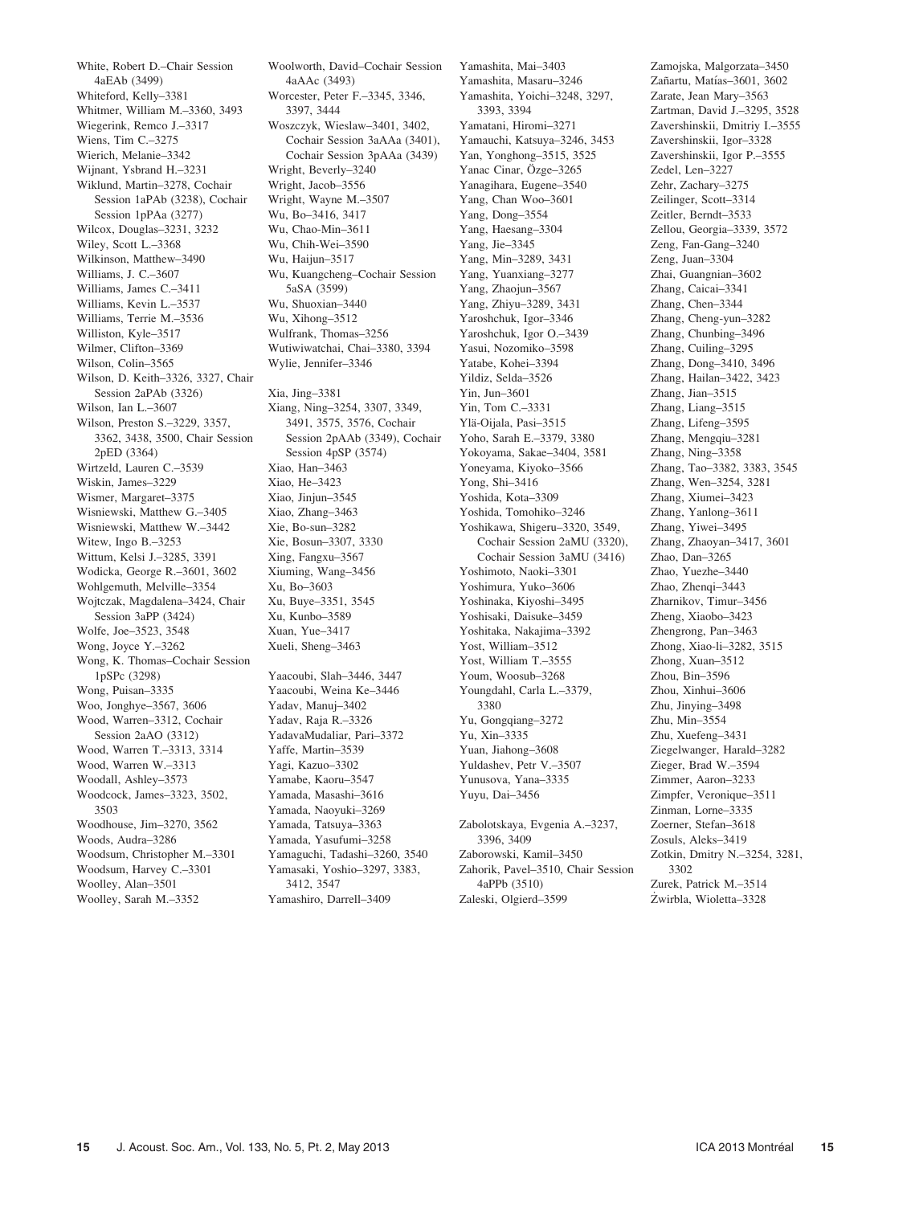White, Robert D.–Chair Session 4aEAb (3499)
Whiteford, Kelly–3381
Whitmer, William M.–3360, 3493
Wiegerink, Remco J.–3317
Wiens, Tim C.–3275
Wierich, Melanie–3342
Wijnant, Ysbrand H.–3231
Wiklund, Martin–3278, Cochair Session 1aPAb (3238), Cochair Session 1pPAa (3277)
Wilcox, Douglas–3231, 3232
Wiley, Scott L.–3368
Wilkinson, Matthew–3490
Williams, J. C.–3607
Williams, James C.–3411
Williams, Kevin L.–3537
Williams, Terrie M.–3536
Williston, Kyle–3517
Wilmer, Clifton–3369
Wilson, Colin–3565
Wilson, D. Keith–3326, 3327, Chair Session 2aPAb (3326)
Wilson, Ian L.–3607
Wilson, Preston S.–3229, 3357, 3362, 3438, 3500, Chair Session 2pED (3364)
Wirtzeld, Lauren C.–3539
Wiskin, James–3229
Wismer, Margaret–3375
Wisniewski, Matthew G.–3405
Wisniewski, Matthew W.–3442
Witew, Ingo B.–3253
Wittum, Kelsi J.–3285, 3391
Wodicka, George R.–3601, 3602
Wohlgemuth, Melville–3354
Wojtczak, Magdalena–3424, Chair Session 3aPP (3424)
Wolfe, Joe–3523, 3548
Wong, Joyce Y.–3262
Wong, K. Thomas–Cochair Session 1pSPc (3298)
Wong, Puisan–3335
Woo, Jonghye–3567, 3606
Wood, Warren–3312, Cochair Session 2aAO (3312)
Wood, Warren T.–3313, 3314
Wood, Warren W.–3313
Woodall, Ashley–3573
Woodcock, James–3323, 3502, 3503
Woodhouse, Jim–3270, 3562
Woods, Audra–3286
Woodsum, Christopher M.–3301
Woodsum, Harvey C.–3301
Woolley, Alan–3501
Woolley, Sarah M.–3352
Woolworth, David–Cochair Session 4aAAc (3493)
Worcester, Peter F.–3345, 3346, 3397, 3444
Woszczyk, Wieslaw–3401, 3402, Cochair Session 3aAAa (3401), Cochair Session 3pAAa (3439)
Wright, Beverly–3240
Wright, Jacob–3556
Wright, Wayne M.–3507
Wu, Bo–3416, 3417
Wu, Chao-Min–3611
Wu, Chih-Wei–3590
Wu, Haijun–3517
Wu, Kuangcheng–Cochair Session 5aSA (3599)
Wu, Shuoxian–3440
Wu, Xihong–3512
Wulfrank, Thomas–3256
Wutiwiwatchai, Chai–3380, 3394
Wylie, Jennifer–3346

Xia, Jing–3381
Xiang, Ning–3254, 3307, 3349, 3491, 3575, 3576, Cochair Session 2pAAb (3349), Cochair Session 4pSP (3574)
Xiao, Han–3463
Xiao, He–3423
Xiao, Jinjun–3545
Xiao, Zhang–3463
Xie, Bo-sun–3282
Xie, Bosun–3307, 3330
Xing, Fangxu–3567
Xiuming, Wang–3456
Xu, Bo–3603
Xu, Buye–3351, 3545
Xu, Kunbo–3589
Xuan, Yue–3417
Xueli, Sheng–3463

Yaacoubi, Slah–3446, 3447
Yaacoubi, Weina Ke–3446
Yadav, Manuj–3402
Yadav, Raja R.–3326
YadavaMudaliar, Pari–3372
Yaffe, Martin–3539
Yagi, Kazuo–3302
Yamabe, Kaoru–3547
Yamada, Masashi–3616
Yamada, Naoyuki–3269
Yamada, Tatsuya–3363
Yamada, Yasufumi–3258
Yamaguchi, Tadashi–3260, 3540
Yamasaki, Yoshio–3297, 3383, 3412, 3547
Yamashiro, Darrell–3409
Yamashita, Mai–3403
Yamashita, Masaru–3246
Yamashita, Yoichi–3248, 3297, 3393, 3394
Yamatani, Hiromi–3271
Yamauchi, Katsuya–3246, 3453
Yan, Yonghong–3515, 3525
Yanac Cinar, Özge–3265
Yanagihara, Eugene–3540
Yang, Chan Woo–3601
Yang, Dong–3554
Yang, Haesang–3304
Yang, Jie–3345
Yang, Min–3289, 3431
Yang, Yuanxiang–3277
Yang, Zhaojun–3567
Yang, Zhiyu–3289, 3431
Yaroshchuk, Igor–3346
Yaroshchuk, Igor O.–3439
Yasui, Nozomiko–3598
Yatabe, Kohei–3394
Yildiz, Selda–3526
Yin, Jun–3601
Yin, Tom C.–3331
Ylä-Oijala, Pasi–3515
Yoho, Sarah E.–3379, 3380
Yokoyama, Sakae–3404, 3581
Yoneyama, Kiyoko–3566
Yong, Shi–3416
Yoshida, Kota–3309
Yoshida, Tomohiko–3246
Yoshikawa, Shigeru–3320, 3549, Cochair Session 2aMU (3320), Cochair Session 3aMU (3416)
Yoshimoto, Naoki–3301
Yoshimura, Yuko–3606
Yoshinaka, Kiyoshi–3495
Yoshisaki, Daisuke–3459
Yoshitaka, Nakajima–3392
Yost, William–3512
Yost, William T.–3555
Youm, Woosub–3268
Youngdahl, Carla L.–3379, 3380
Yu, Gongqiang–3272
Yu, Xin–3335
Yuan, Jiahong–3608
Yuldashev, Petr V.–3507
Yunusova, Yana–3335
Yuyu, Dai–3456

Zabolotskaya, Evgenia A.–3237, 3396, 3409
Zaborowski, Kamil–3450
Zahorik, Pavel–3510, Chair Session 4aPPb (3510)
Zaleski, Olgierd–3599
Zamojska, Malgorzata–3450
Zañartu, Matías–3601, 3602
Zarate, Jean Mary–3563
Zartman, David J.–3295, 3528
Zavershinskii, Dmitriy I.–3555
Zavershinskii, Igor–3328
Zavershinskii, Igor P.–3555
Zedel, Len–3227
Zehr, Zachary–3275
Zeilinger, Scott–3314
Zeitler, Berndt–3533
Zellou, Georgia–3339, 3572
Zeng, Fan-Gang–3240
Zeng, Juan–3304
Zhai, Guangnian–3602
Zhang, Caicai–3341
Zhang, Chen–3344
Zhang, Cheng-yun–3282
Zhang, Chunbing–3496
Zhang, Cuiling–3295
Zhang, Dong–3410, 3496
Zhang, Hailan–3422, 3423
Zhang, Jian–3515
Zhang, Liang–3515
Zhang, Lifeng–3595
Zhang, Mengqiu–3281
Zhang, Ning–3358
Zhang, Tao–3382, 3383, 3545
Zhang, Wen–3254, 3281
Zhang, Xiumei–3423
Zhang, Yanlong–3611
Zhang, Yiwei–3495
Zhang, Zhaoyan–3417, 3601
Zhao, Dan–3265
Zhao, Yuezhe–3440
Zhao, Zhenqi–3443
Zharnikov, Timur–3456
Zheng, Xiaobo–3423
Zhengrong, Pan–3463
Zhong, Xiao-li–3282, 3515
Zhong, Xuan–3512
Zhou, Bin–3596
Zhou, Xinhui–3606
Zhu, Jinying–3498
Zhu, Min–3554
Zhu, Xuefeng–3431
Ziegelwanger, Harald–3282
Zieger, Brad W.–3594
Zimmer, Aaron–3233
Zimpfer, Veronique–3511
Zinman, Lorne–3335
Zoerner, Stefan–3618
Zosuls, Aleks–3419
Zotkin, Dmitry N.–3254, 3281, 3302
Zurek, Patrick M.–3514
Żwirbla, Wioletta–3328